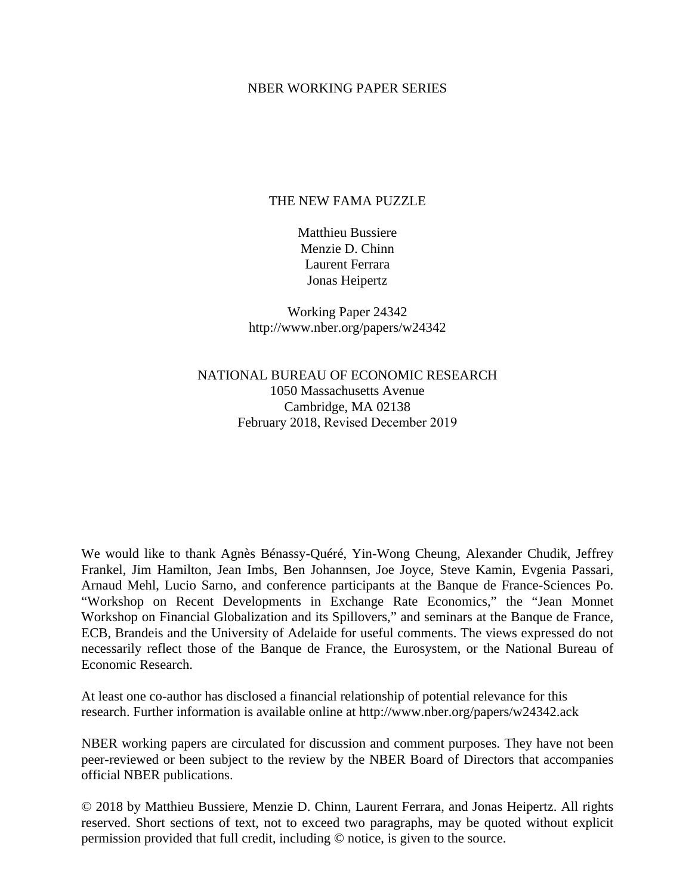NBER WORKING PAPER SERIES

# THE NEW FAMA PUZZLE

Matthieu Bussiere
Menzie D. Chinn
Laurent Ferrara
Jonas Heipertz

Working Paper 24342
http://www.nber.org/papers/w24342

NATIONAL BUREAU OF ECONOMIC RESEARCH
1050 Massachusetts Avenue
Cambridge, MA 02138
February 2018, Revised December 2019

We would like to thank Agnès Bénassy-Quéré, Yin-Wong Cheung, Alexander Chudik, Jeffrey Frankel, Jim Hamilton, Jean Imbs, Ben Johannsen, Joe Joyce, Steve Kamin, Evgenia Passari, Arnaud Mehl, Lucio Sarno, and conference participants at the Banque de France-Sciences Po. "Workshop on Recent Developments in Exchange Rate Economics," the "Jean Monnet Workshop on Financial Globalization and its Spillovers," and seminars at the Banque de France, ECB, Brandeis and the University of Adelaide for useful comments. The views expressed do not necessarily reflect those of the Banque de France, the Eurosystem, or the National Bureau of Economic Research.

At least one co-author has disclosed a financial relationship of potential relevance for this research. Further information is available online at http://www.nber.org/papers/w24342.ack

NBER working papers are circulated for discussion and comment purposes. They have not been peer-reviewed or been subject to the review by the NBER Board of Directors that accompanies official NBER publications.

© 2018 by Matthieu Bussiere, Menzie D. Chinn, Laurent Ferrara, and Jonas Heipertz. All rights reserved. Short sections of text, not to exceed two paragraphs, may be quoted without explicit permission provided that full credit, including © notice, is given to the source.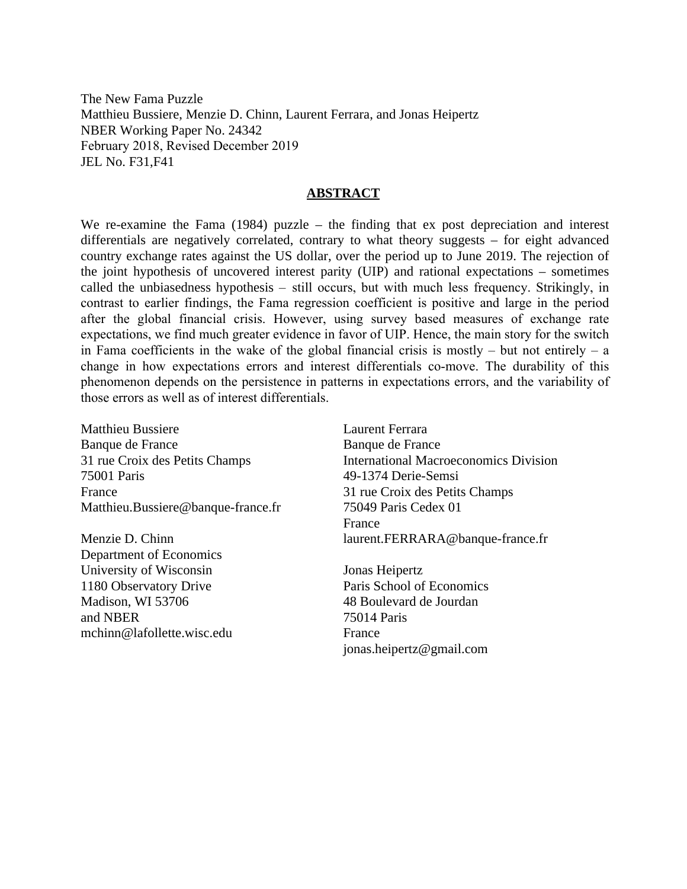The New Fama Puzzle
Matthieu Bussiere, Menzie D. Chinn, Laurent Ferrara, and Jonas Heipertz
NBER Working Paper No. 24342
February 2018, Revised December 2019
JEL No. F31,F41

## ABSTRACT

We re-examine the Fama (1984) puzzle – the finding that ex post depreciation and interest differentials are negatively correlated, contrary to what theory suggests – for eight advanced country exchange rates against the US dollar, over the period up to June 2019. The rejection of the joint hypothesis of uncovered interest parity (UIP) and rational expectations – sometimes called the unbiasedness hypothesis – still occurs, but with much less frequency. Strikingly, in contrast to earlier findings, the Fama regression coefficient is positive and large in the period after the global financial crisis. However, using survey based measures of exchange rate expectations, we find much greater evidence in favor of UIP. Hence, the main story for the switch in Fama coefficients in the wake of the global financial crisis is mostly – but not entirely – a change in how expectations errors and interest differentials co-move. The durability of this phenomenon depends on the persistence in patterns in expectations errors, and the variability of those errors as well as of interest differentials.

Matthieu Bussiere
Banque de France
31 rue Croix des Petits Champs
75001 Paris
France
Matthieu.Bussiere@banque-france.fr

Menzie D. Chinn
Department of Economics
University of Wisconsin
1180 Observatory Drive
Madison, WI 53706
and NBER
mchinn@lafollette.wisc.edu

Laurent Ferrara
Banque de France
International Macroeconomics Division
49-1374 Derie-Semsi
31 rue Croix des Petits Champs
75049 Paris Cedex 01
France
laurent.FERRARA@banque-france.fr

Jonas Heipertz
Paris School of Economics
48 Boulevard de Jourdan
75014 Paris
France
jonas.heipertz@gmail.com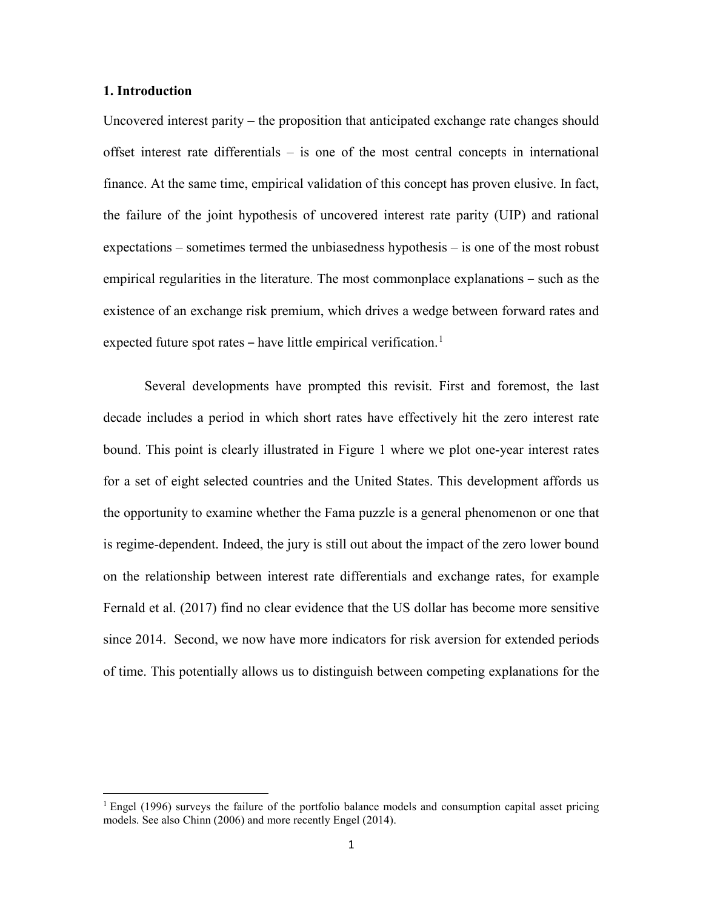## 1. Introduction

Uncovered interest parity – the proposition that anticipated exchange rate changes should offset interest rate differentials – is one of the most central concepts in international finance. At the same time, empirical validation of this concept has proven elusive. In fact, the failure of the joint hypothesis of uncovered interest rate parity (UIP) and rational expectations – sometimes termed the unbiasedness hypothesis – is one of the most robust empirical regularities in the literature. The most commonplace explanations – such as the existence of an exchange risk premium, which drives a wedge between forward rates and expected future spot rates – have little empirical verification.[1]

Several developments have prompted this revisit. First and foremost, the last decade includes a period in which short rates have effectively hit the zero interest rate bound. This point is clearly illustrated in Figure 1 where we plot one-year interest rates for a set of eight selected countries and the United States. This development affords us the opportunity to examine whether the Fama puzzle is a general phenomenon or one that is regime-dependent. Indeed, the jury is still out about the impact of the zero lower bound on the relationship between interest rate differentials and exchange rates, for example Fernald et al. (2017) find no clear evidence that the US dollar has become more sensitive since 2014. Second, we now have more indicators for risk aversion for extended periods of time. This potentially allows us to distinguish between competing explanations for the

[1] Engel (1996) surveys the failure of the portfolio balance models and consumption capital asset pricing models. See also Chinn (2006) and more recently Engel (2014).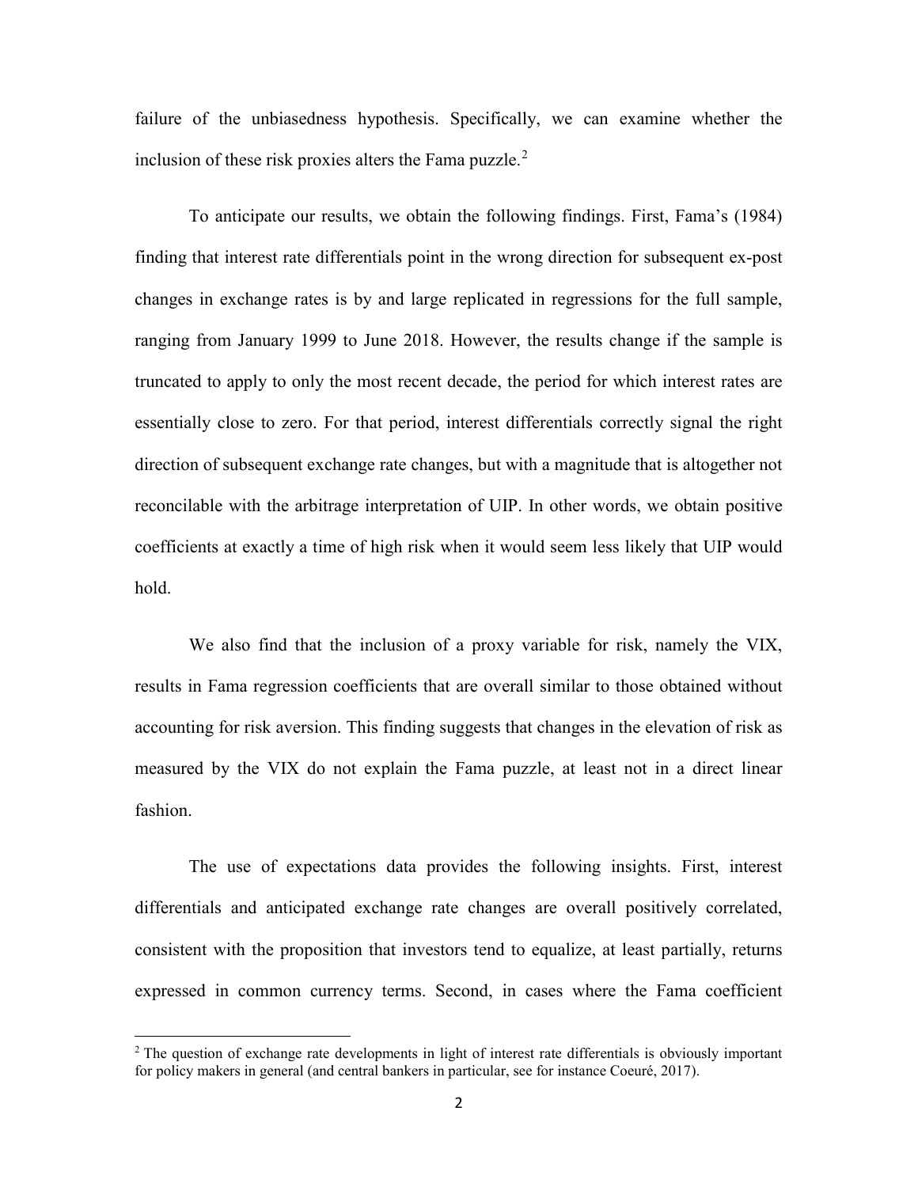failure of the unbiasedness hypothesis. Specifically, we can examine whether the inclusion of these risk proxies alters the Fama puzzle.[2]

To anticipate our results, we obtain the following findings. First, Fama's (1984) finding that interest rate differentials point in the wrong direction for subsequent ex-post changes in exchange rates is by and large replicated in regressions for the full sample, ranging from January 1999 to June 2018. However, the results change if the sample is truncated to apply to only the most recent decade, the period for which interest rates are essentially close to zero. For that period, interest differentials correctly signal the right direction of subsequent exchange rate changes, but with a magnitude that is altogether not reconcilable with the arbitrage interpretation of UIP. In other words, we obtain positive coefficients at exactly a time of high risk when it would seem less likely that UIP would hold.

We also find that the inclusion of a proxy variable for risk, namely the VIX, results in Fama regression coefficients that are overall similar to those obtained without accounting for risk aversion. This finding suggests that changes in the elevation of risk as measured by the VIX do not explain the Fama puzzle, at least not in a direct linear fashion.

The use of expectations data provides the following insights. First, interest differentials and anticipated exchange rate changes are overall positively correlated, consistent with the proposition that investors tend to equalize, at least partially, returns expressed in common currency terms. Second, in cases where the Fama coefficient

[2] The question of exchange rate developments in light of interest rate differentials is obviously important for policy makers in general (and central bankers in particular, see for instance Coeuré, 2017).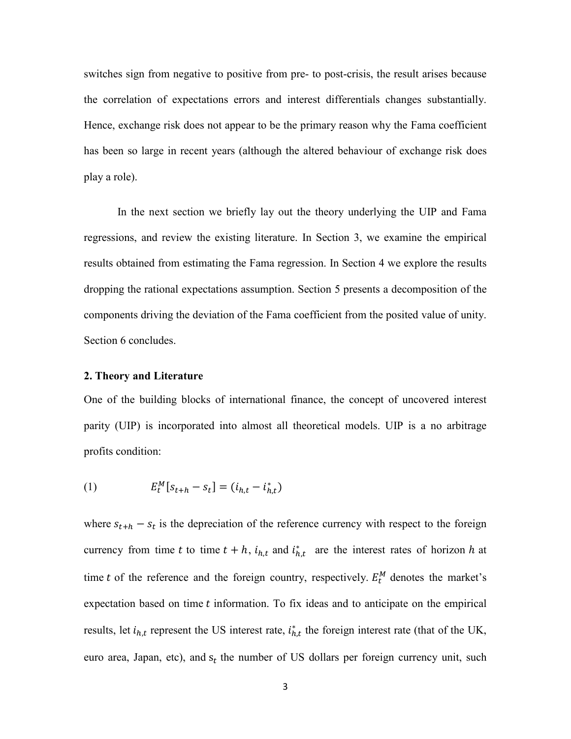switches sign from negative to positive from pre- to post-crisis, the result arises because the correlation of expectations errors and interest differentials changes substantially. Hence, exchange risk does not appear to be the primary reason why the Fama coefficient has been so large in recent years (although the altered behaviour of exchange risk does play a role).

In the next section we briefly lay out the theory underlying the UIP and Fama regressions, and review the existing literature. In Section 3, we examine the empirical results obtained from estimating the Fama regression. In Section 4 we explore the results dropping the rational expectations assumption. Section 5 presents a decomposition of the components driving the deviation of the Fama coefficient from the posited value of unity. Section 6 concludes.

## 2. Theory and Literature

One of the building blocks of international finance, the concept of uncovered interest parity (UIP) is incorporated into almost all theoretical models. UIP is a no arbitrage profits condition:

$$(1) \qquad E_t^M[s_{t+h} - s_t] = (i_{h,t} - i_{h,t}^*)$$

where $s_{t+h} - s_t$ is the depreciation of the reference currency with respect to the foreign currency from time $t$ to time $t+h$, $i_{h,t}$ and $i_{h,t}^*$ are the interest rates of horizon $h$ at time $t$ of the reference and the foreign country, respectively. $E_t^M$ denotes the market's expectation based on time $t$ information. To fix ideas and to anticipate on the empirical results, let $i_{h,t}$ represent the US interest rate, $i_{h,t}^*$ the foreign interest rate (that of the UK, euro area, Japan, etc), and $s_t$ the number of US dollars per foreign currency unit, such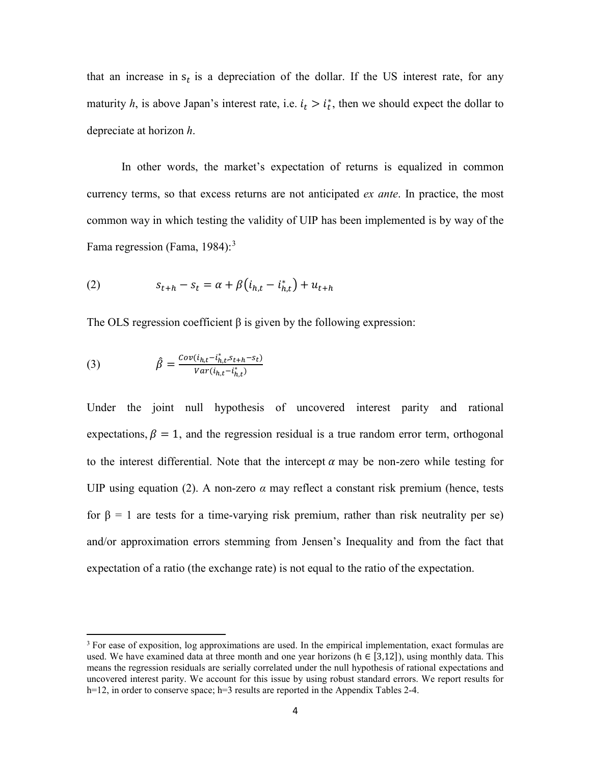that an increase in $s_t$ is a depreciation of the dollar. If the US interest rate, for any maturity *h*, is above Japan's interest rate, i.e. $i_t > i_t^*$, then we should expect the dollar to depreciate at horizon *h*.

In other words, the market's expectation of returns is equalized in common currency terms, so that excess returns are not anticipated *ex ante*. In practice, the most common way in which testing the validity of UIP has been implemented is by way of the Fama regression (Fama, 1984):[3]

$$s_{t+h} - s_t = \alpha + \beta\left(i_{h,t} - i_{h,t}^*\right) + u_{t+h} \tag{2}$$

The OLS regression coefficient β is given by the following expression:

$$\hat{\beta} = \frac{Cov(i_{h,t} - i_{h,t}^*, s_{t+h} - s_t)}{Var(i_{h,t} - i_{h,t}^*)} \tag{3}$$

Under the joint null hypothesis of uncovered interest parity and rational expectations, $\beta = 1$, and the regression residual is a true random error term, orthogonal to the interest differential. Note that the intercept $\alpha$ may be non-zero while testing for UIP using equation (2). A non-zero $\alpha$ may reflect a constant risk premium (hence, tests for $\beta = 1$ are tests for a time-varying risk premium, rather than risk neutrality per se) and/or approximation errors stemming from Jensen's Inequality and from the fact that expectation of a ratio (the exchange rate) is not equal to the ratio of the expectation.

[3] For ease of exposition, log approximations are used. In the empirical implementation, exact formulas are used. We have examined data at three month and one year horizons ($h \in [3,12]$), using monthly data. This means the regression residuals are serially correlated under the null hypothesis of rational expectations and uncovered interest parity. We account for this issue by using robust standard errors. We report results for h=12, in order to conserve space; h=3 results are reported in the Appendix Tables 2-4.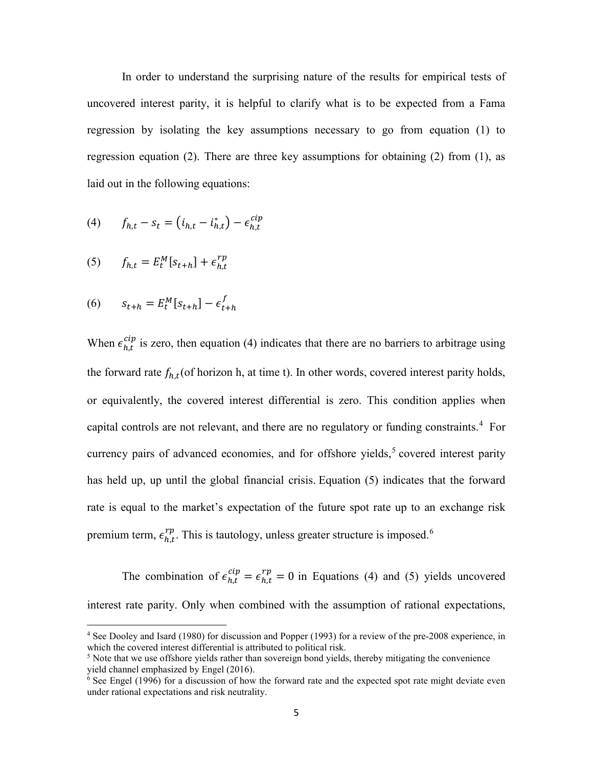In order to understand the surprising nature of the results for empirical tests of uncovered interest parity, it is helpful to clarify what is to be expected from a Fama regression by isolating the key assumptions necessary to go from equation (1) to regression equation (2). There are three key assumptions for obtaining (2) from (1), as laid out in the following equations:

$$(4) \qquad f_{h,t} - s_t = \left(i_{h,t} - i^*_{h,t}\right) - \epsilon^{cip}_{h,t}$$

$$(5) \qquad f_{h,t} = E^M_t[s_{t+h}] + \epsilon^{rp}_{h,t}$$

$$(6) \qquad s_{t+h} = E^M_t[s_{t+h}] - \epsilon^{f}_{t+h}$$

When $\epsilon^{cip}_{h,t}$ is zero, then equation (4) indicates that there are no barriers to arbitrage using the forward rate $f_{h,t}$(of horizon h, at time t). In other words, covered interest parity holds, or equivalently, the covered interest differential is zero. This condition applies when capital controls are not relevant, and there are no regulatory or funding constraints.[4] For currency pairs of advanced economies, and for offshore yields,[5] covered interest parity has held up, up until the global financial crisis. Equation (5) indicates that the forward rate is equal to the market's expectation of the future spot rate up to an exchange risk premium term, $\epsilon^{rp}_{h,t}$. This is tautology, unless greater structure is imposed.[6]

The combination of $\epsilon^{cip}_{h,t} = \epsilon^{rp}_{h,t} = 0$ in Equations (4) and (5) yields uncovered interest rate parity. Only when combined with the assumption of rational expectations,

[4] See Dooley and Isard (1980) for discussion and Popper (1993) for a review of the pre-2008 experience, in which the covered interest differential is attributed to political risk.

[5] Note that we use offshore yields rather than sovereign bond yields, thereby mitigating the convenience yield channel emphasized by Engel (2016).

[6] See Engel (1996) for a discussion of how the forward rate and the expected spot rate might deviate even under rational expectations and risk neutrality.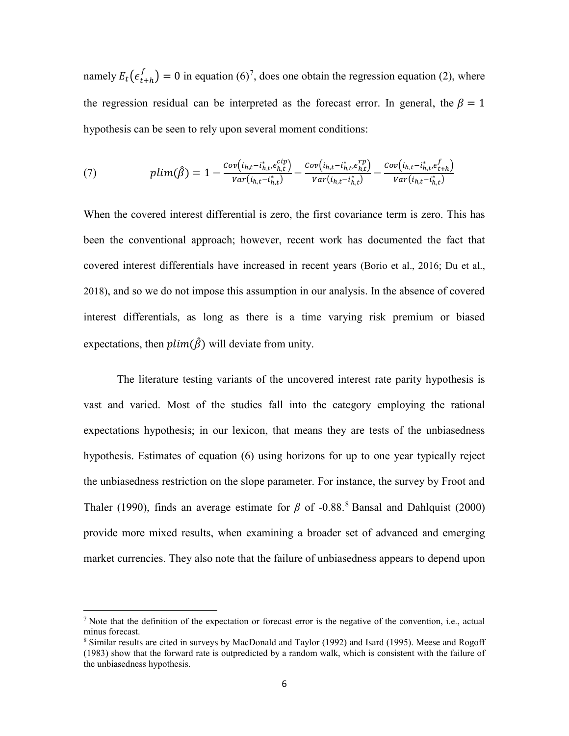namely $E_t(\epsilon^f_{t+h}) = 0$ in equation (6)[7], does one obtain the regression equation (2), where the regression residual can be interpreted as the forecast error. In general, the $\beta = 1$ hypothesis can be seen to rely upon several moment conditions:

$$(7) \qquad plim(\hat{\beta}) = 1 - \frac{Cov\left(i_{h,t} - i^*_{h,t}, \epsilon^{cip}_{h,t}\right)}{Var\left(i_{h,t} - i^*_{h,t}\right)} - \frac{Cov\left(i_{h,t} - i^*_{h,t}, \epsilon^{rp}_{h,t}\right)}{Var\left(i_{h,t} - i^*_{h,t}\right)} - \frac{Cov\left(i_{h,t} - i^*_{h,t}, \epsilon^{f}_{t+h}\right)}{Var\left(i_{h,t} - i^*_{h,t}\right)}$$

When the covered interest differential is zero, the first covariance term is zero. This has been the conventional approach; however, recent work has documented the fact that covered interest differentials have increased in recent years (Borio et al., 2016; Du et al., 2018), and so we do not impose this assumption in our analysis. In the absence of covered interest differentials, as long as there is a time varying risk premium or biased expectations, then $plim(\hat{\beta})$ will deviate from unity.

The literature testing variants of the uncovered interest rate parity hypothesis is vast and varied. Most of the studies fall into the category employing the rational expectations hypothesis; in our lexicon, that means they are tests of the unbiasedness hypothesis. Estimates of equation (6) using horizons for up to one year typically reject the unbiasedness restriction on the slope parameter. For instance, the survey by Froot and Thaler (1990), finds an average estimate for $\beta$ of -0.88.[8] Bansal and Dahlquist (2000) provide more mixed results, when examining a broader set of advanced and emerging market currencies. They also note that the failure of unbiasedness appears to depend upon

---

[7] Note that the definition of the expectation or forecast error is the negative of the convention, i.e., actual minus forecast.

[8] Similar results are cited in surveys by MacDonald and Taylor (1992) and Isard (1995). Meese and Rogoff (1983) show that the forward rate is outpredicted by a random walk, which is consistent with the failure of the unbiasedness hypothesis.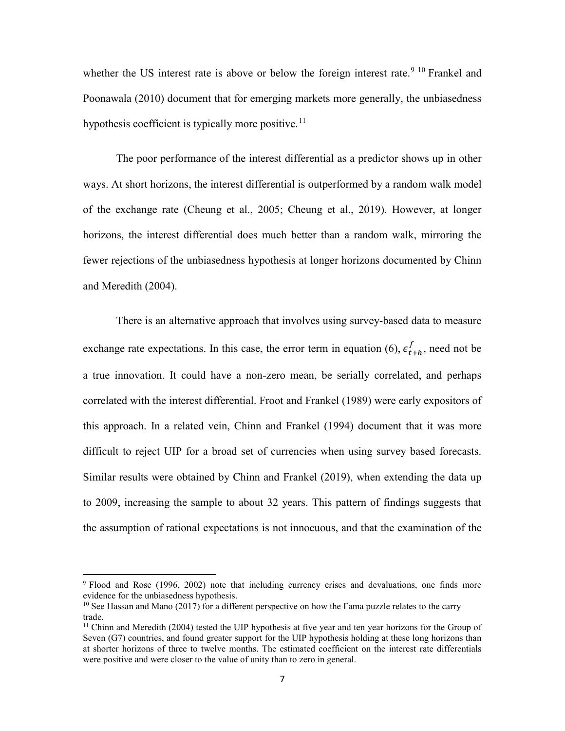whether the US interest rate is above or below the foreign interest rate.[9] [10] Frankel and Poonawala (2010) document that for emerging markets more generally, the unbiasedness hypothesis coefficient is typically more positive.[11]

The poor performance of the interest differential as a predictor shows up in other ways. At short horizons, the interest differential is outperformed by a random walk model of the exchange rate (Cheung et al., 2005; Cheung et al., 2019). However, at longer horizons, the interest differential does much better than a random walk, mirroring the fewer rejections of the unbiasedness hypothesis at longer horizons documented by Chinn and Meredith (2004).

There is an alternative approach that involves using survey-based data to measure exchange rate expectations. In this case, the error term in equation (6), $\epsilon_{t+h}^{f}$, need not be a true innovation. It could have a non-zero mean, be serially correlated, and perhaps correlated with the interest differential. Froot and Frankel (1989) were early expositors of this approach. In a related vein, Chinn and Frankel (1994) document that it was more difficult to reject UIP for a broad set of currencies when using survey based forecasts. Similar results were obtained by Chinn and Frankel (2019), when extending the data up to 2009, increasing the sample to about 32 years. This pattern of findings suggests that the assumption of rational expectations is not innocuous, and that the examination of the

---

[9] Flood and Rose (1996, 2002) note that including currency crises and devaluations, one finds more evidence for the unbiasedness hypothesis.

[10] See Hassan and Mano (2017) for a different perspective on how the Fama puzzle relates to the carry trade.

[11] Chinn and Meredith (2004) tested the UIP hypothesis at five year and ten year horizons for the Group of Seven (G7) countries, and found greater support for the UIP hypothesis holding at these long horizons than at shorter horizons of three to twelve months. The estimated coefficient on the interest rate differentials were positive and were closer to the value of unity than to zero in general.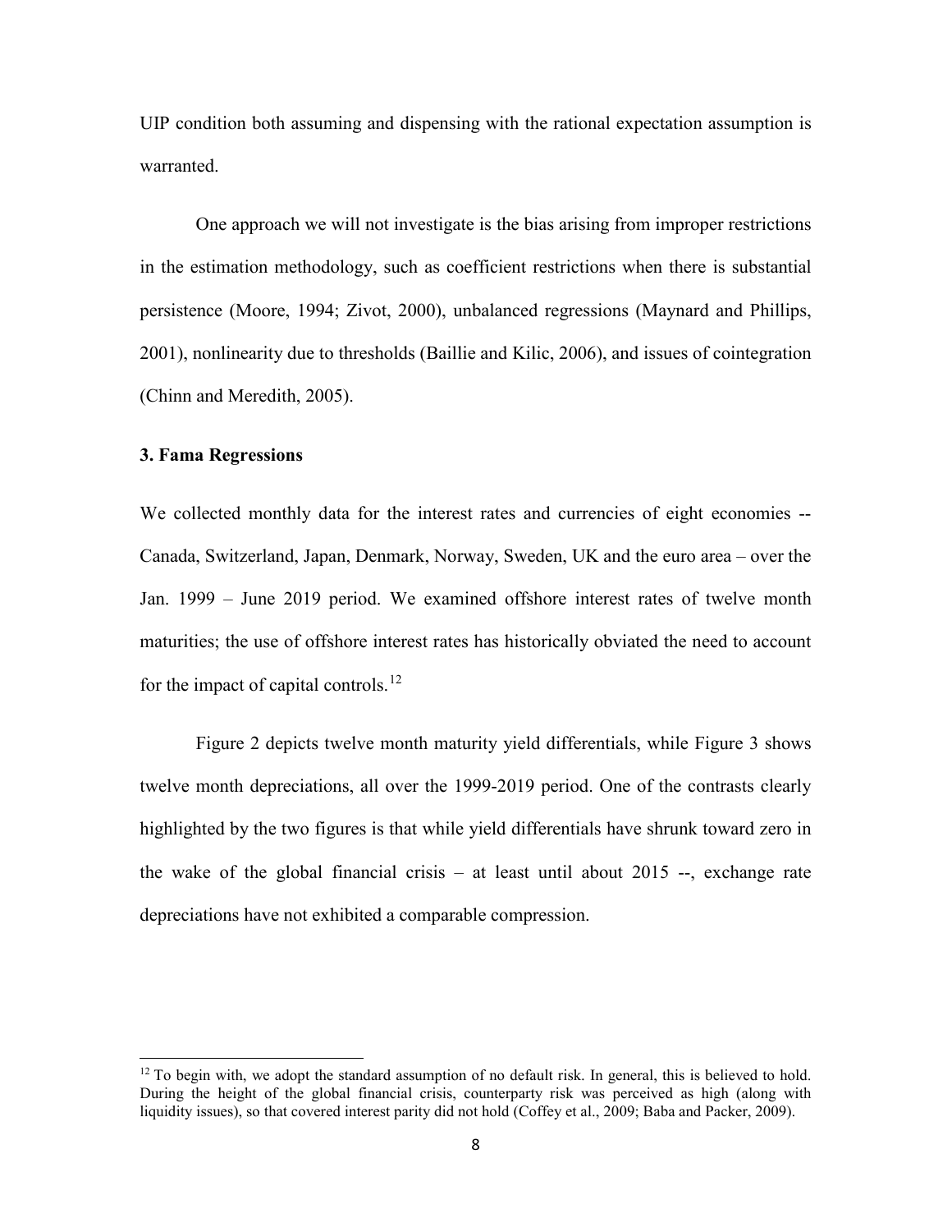UIP condition both assuming and dispensing with the rational expectation assumption is warranted.

One approach we will not investigate is the bias arising from improper restrictions in the estimation methodology, such as coefficient restrictions when there is substantial persistence (Moore, 1994; Zivot, 2000), unbalanced regressions (Maynard and Phillips, 2001), nonlinearity due to thresholds (Baillie and Kilic, 2006), and issues of cointegration (Chinn and Meredith, 2005).

### 3. Fama Regressions

We collected monthly data for the interest rates and currencies of eight economies -- Canada, Switzerland, Japan, Denmark, Norway, Sweden, UK and the euro area – over the Jan. 1999 – June 2019 period. We examined offshore interest rates of twelve month maturities; the use of offshore interest rates has historically obviated the need to account for the impact of capital controls.[12]

Figure 2 depicts twelve month maturity yield differentials, while Figure 3 shows twelve month depreciations, all over the 1999-2019 period. One of the contrasts clearly highlighted by the two figures is that while yield differentials have shrunk toward zero in the wake of the global financial crisis – at least until about 2015 --, exchange rate depreciations have not exhibited a comparable compression.

---

[12] To begin with, we adopt the standard assumption of no default risk. In general, this is believed to hold. During the height of the global financial crisis, counterparty risk was perceived as high (along with liquidity issues), so that covered interest parity did not hold (Coffey et al., 2009; Baba and Packer, 2009).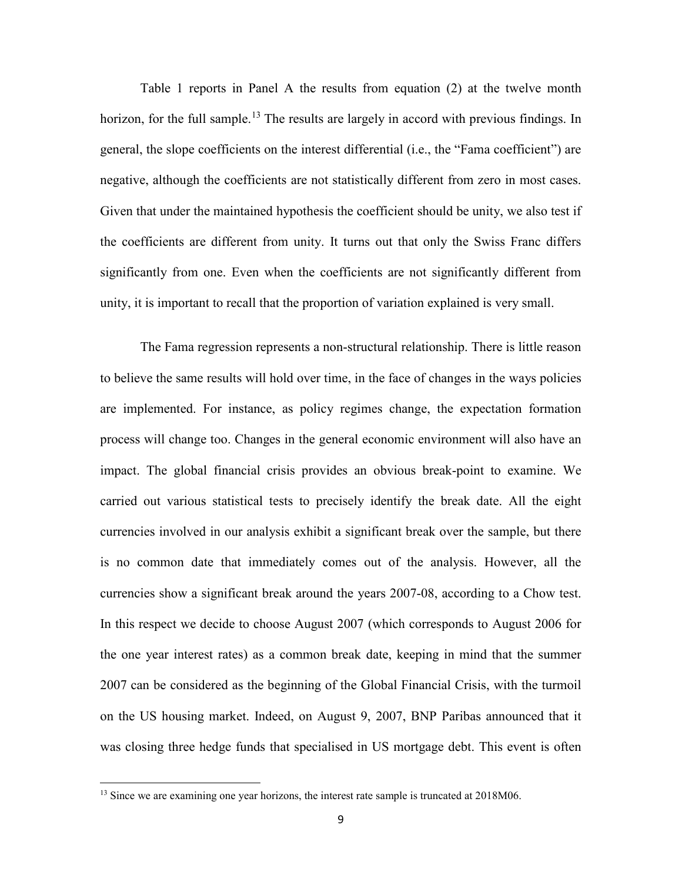Table 1 reports in Panel A the results from equation (2) at the twelve month horizon, for the full sample.[13] The results are largely in accord with previous findings. In general, the slope coefficients on the interest differential (i.e., the "Fama coefficient") are negative, although the coefficients are not statistically different from zero in most cases. Given that under the maintained hypothesis the coefficient should be unity, we also test if the coefficients are different from unity. It turns out that only the Swiss Franc differs significantly from one. Even when the coefficients are not significantly different from unity, it is important to recall that the proportion of variation explained is very small.

The Fama regression represents a non-structural relationship. There is little reason to believe the same results will hold over time, in the face of changes in the ways policies are implemented. For instance, as policy regimes change, the expectation formation process will change too. Changes in the general economic environment will also have an impact. The global financial crisis provides an obvious break-point to examine. We carried out various statistical tests to precisely identify the break date. All the eight currencies involved in our analysis exhibit a significant break over the sample, but there is no common date that immediately comes out of the analysis. However, all the currencies show a significant break around the years 2007-08, according to a Chow test. In this respect we decide to choose August 2007 (which corresponds to August 2006 for the one year interest rates) as a common break date, keeping in mind that the summer 2007 can be considered as the beginning of the Global Financial Crisis, with the turmoil on the US housing market. Indeed, on August 9, 2007, BNP Paribas announced that it was closing three hedge funds that specialised in US mortgage debt. This event is often

[13] Since we are examining one year horizons, the interest rate sample is truncated at 2018M06.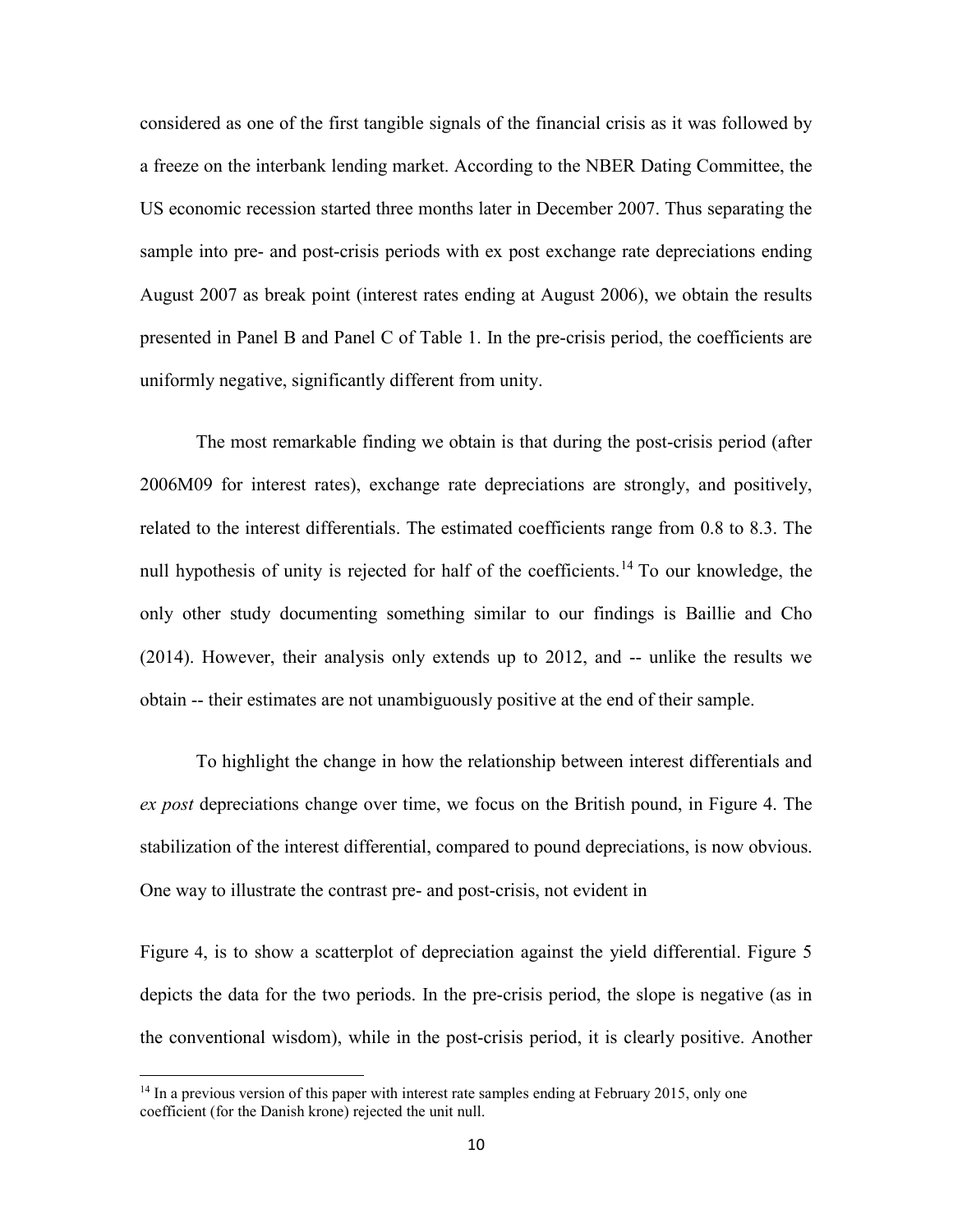considered as one of the first tangible signals of the financial crisis as it was followed by a freeze on the interbank lending market. According to the NBER Dating Committee, the US economic recession started three months later in December 2007. Thus separating the sample into pre- and post-crisis periods with ex post exchange rate depreciations ending August 2007 as break point (interest rates ending at August 2006), we obtain the results presented in Panel B and Panel C of Table 1. In the pre-crisis period, the coefficients are uniformly negative, significantly different from unity.

The most remarkable finding we obtain is that during the post-crisis period (after 2006M09 for interest rates), exchange rate depreciations are strongly, and positively, related to the interest differentials. The estimated coefficients range from 0.8 to 8.3. The null hypothesis of unity is rejected for half of the coefficients.[14] To our knowledge, the only other study documenting something similar to our findings is Baillie and Cho (2014). However, their analysis only extends up to 2012, and -- unlike the results we obtain -- their estimates are not unambiguously positive at the end of their sample.

To highlight the change in how the relationship between interest differentials and *ex post* depreciations change over time, we focus on the British pound, in Figure 4. The stabilization of the interest differential, compared to pound depreciations, is now obvious. One way to illustrate the contrast pre- and post-crisis, not evident in

Figure 4, is to show a scatterplot of depreciation against the yield differential. Figure 5 depicts the data for the two periods. In the pre-crisis period, the slope is negative (as in the conventional wisdom), while in the post-crisis period, it is clearly positive. Another

[14] In a previous version of this paper with interest rate samples ending at February 2015, only one coefficient (for the Danish krone) rejected the unit null.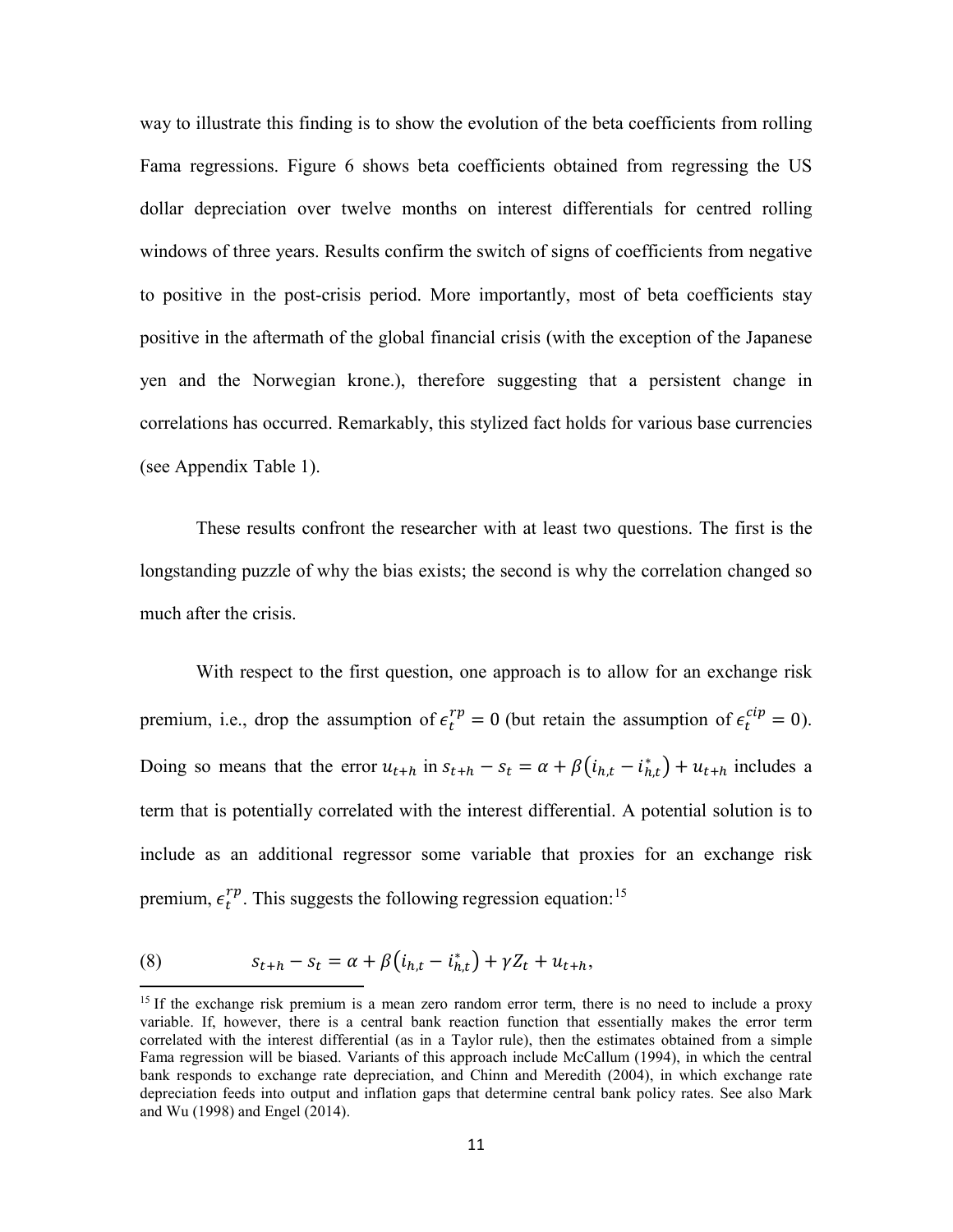way to illustrate this finding is to show the evolution of the beta coefficients from rolling Fama regressions. Figure 6 shows beta coefficients obtained from regressing the US dollar depreciation over twelve months on interest differentials for centred rolling windows of three years. Results confirm the switch of signs of coefficients from negative to positive in the post-crisis period. More importantly, most of beta coefficients stay positive in the aftermath of the global financial crisis (with the exception of the Japanese yen and the Norwegian krone.), therefore suggesting that a persistent change in correlations has occurred. Remarkably, this stylized fact holds for various base currencies (see Appendix Table 1).

These results confront the researcher with at least two questions. The first is the longstanding puzzle of why the bias exists; the second is why the correlation changed so much after the crisis.

With respect to the first question, one approach is to allow for an exchange risk premium, i.e., drop the assumption of $\epsilon_t^{rp} = 0$ (but retain the assumption of $\epsilon_t^{cip} = 0$). Doing so means that the error $u_{t+h}$ in $s_{t+h} - s_t = \alpha + \beta(i_{h,t} - i_{h,t}^*) + u_{t+h}$ includes a term that is potentially correlated with the interest differential. A potential solution is to include as an additional regressor some variable that proxies for an exchange risk premium, $\epsilon_t^{rp}$. This suggests the following regression equation:[15]

$$s_{t+h} - s_t = \alpha + \beta(i_{h,t} - i_{h,t}^*) + \gamma Z_t + u_{t+h}, \tag{8}$$

[15] If the exchange risk premium is a mean zero random error term, there is no need to include a proxy variable. If, however, there is a central bank reaction function that essentially makes the error term correlated with the interest differential (as in a Taylor rule), then the estimates obtained from a simple Fama regression will be biased. Variants of this approach include McCallum (1994), in which the central bank responds to exchange rate depreciation, and Chinn and Meredith (2004), in which exchange rate depreciation feeds into output and inflation gaps that determine central bank policy rates. See also Mark and Wu (1998) and Engel (2014).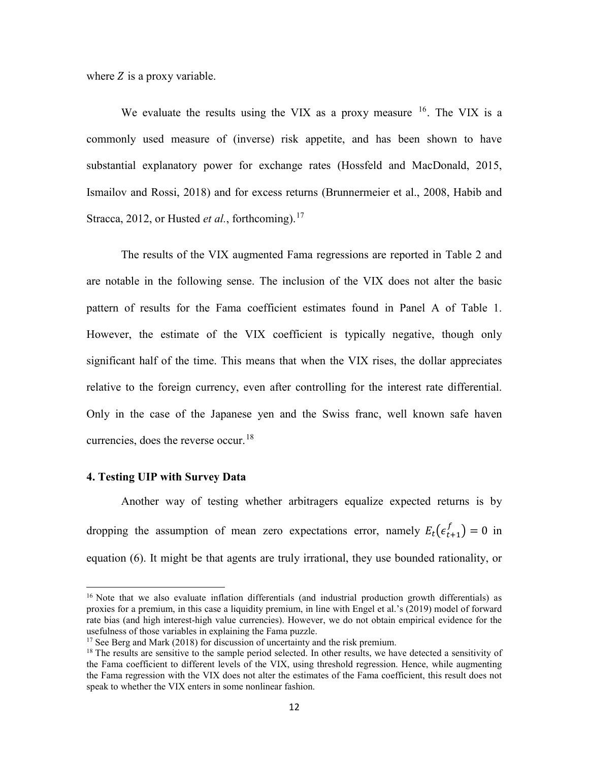where $Z$ is a proxy variable.

We evaluate the results using the VIX as a proxy measure [16]. The VIX is a commonly used measure of (inverse) risk appetite, and has been shown to have substantial explanatory power for exchange rates (Hossfeld and MacDonald, 2015, Ismailov and Rossi, 2018) and for excess returns (Brunnermeier et al., 2008, Habib and Stracca, 2012, or Husted *et al.*, forthcoming).[17]

The results of the VIX augmented Fama regressions are reported in Table 2 and are notable in the following sense. The inclusion of the VIX does not alter the basic pattern of results for the Fama coefficient estimates found in Panel A of Table 1. However, the estimate of the VIX coefficient is typically negative, though only significant half of the time. This means that when the VIX rises, the dollar appreciates relative to the foreign currency, even after controlling for the interest rate differential. Only in the case of the Japanese yen and the Swiss franc, well known safe haven currencies, does the reverse occur.[18]

### 4. Testing UIP with Survey Data

Another way of testing whether arbitragers equalize expected returns is by dropping the assumption of mean zero expectations error, namely $E_t(\epsilon_{t+1}^f) = 0$ in equation (6). It might be that agents are truly irrational, they use bounded rationality, or

---

[16] Note that we also evaluate inflation differentials (and industrial production growth differentials) as proxies for a premium, in this case a liquidity premium, in line with Engel et al.'s (2019) model of forward rate bias (and high interest-high value currencies). However, we do not obtain empirical evidence for the usefulness of those variables in explaining the Fama puzzle.

[17] See Berg and Mark (2018) for discussion of uncertainty and the risk premium.

[18] The results are sensitive to the sample period selected. In other results, we have detected a sensitivity of the Fama coefficient to different levels of the VIX, using threshold regression. Hence, while augmenting the Fama regression with the VIX does not alter the estimates of the Fama coefficient, this result does not speak to whether the VIX enters in some nonlinear fashion.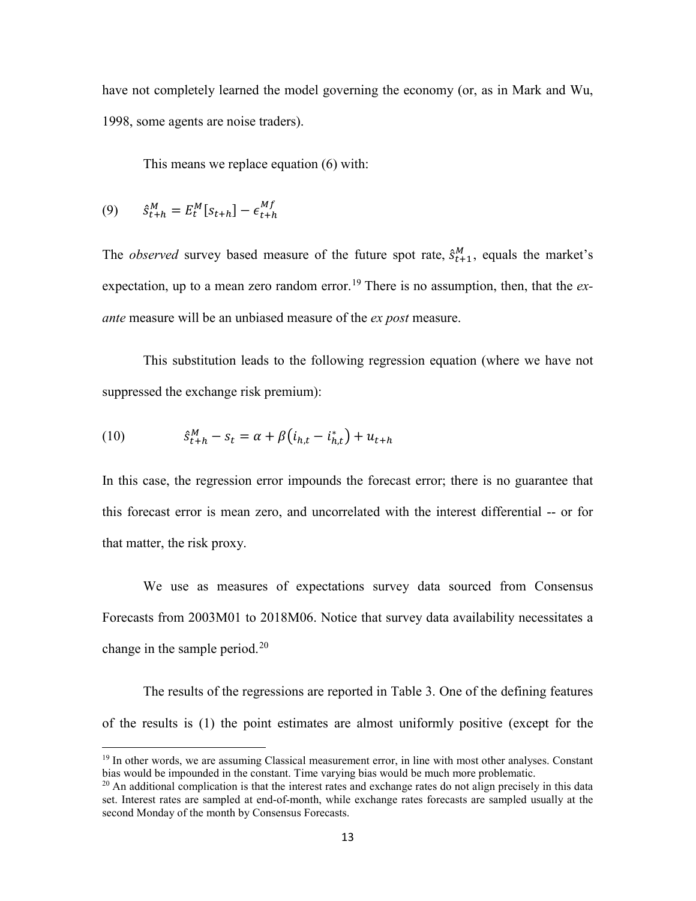have not completely learned the model governing the economy (or, as in Mark and Wu, 1998, some agents are noise traders).

This means we replace equation (6) with:

$$(9) \qquad \hat{s}_{t+h}^{M} = E_t^M[s_{t+h}] - \epsilon_{t+h}^{Mf}$$

The *observed* survey based measure of the future spot rate, $\hat{s}_{t+1}^{M}$, equals the market's expectation, up to a mean zero random error.[19] There is no assumption, then, that the *ex-ante* measure will be an unbiased measure of the *ex post* measure.

This substitution leads to the following regression equation (where we have not suppressed the exchange risk premium):

$$(10) \qquad \hat{s}_{t+h}^{M} - s_t = \alpha + \beta\left(i_{h,t} - i_{h,t}^{*}\right) + u_{t+h}$$

In this case, the regression error impounds the forecast error; there is no guarantee that this forecast error is mean zero, and uncorrelated with the interest differential -- or for that matter, the risk proxy.

We use as measures of expectations survey data sourced from Consensus Forecasts from 2003M01 to 2018M06. Notice that survey data availability necessitates a change in the sample period.[20]

The results of the regressions are reported in Table 3. One of the defining features of the results is (1) the point estimates are almost uniformly positive (except for the

---

[19] In other words, we are assuming Classical measurement error, in line with most other analyses. Constant bias would be impounded in the constant. Time varying bias would be much more problematic.

[20] An additional complication is that the interest rates and exchange rates do not align precisely in this data set. Interest rates are sampled at end-of-month, while exchange rates forecasts are sampled usually at the second Monday of the month by Consensus Forecasts.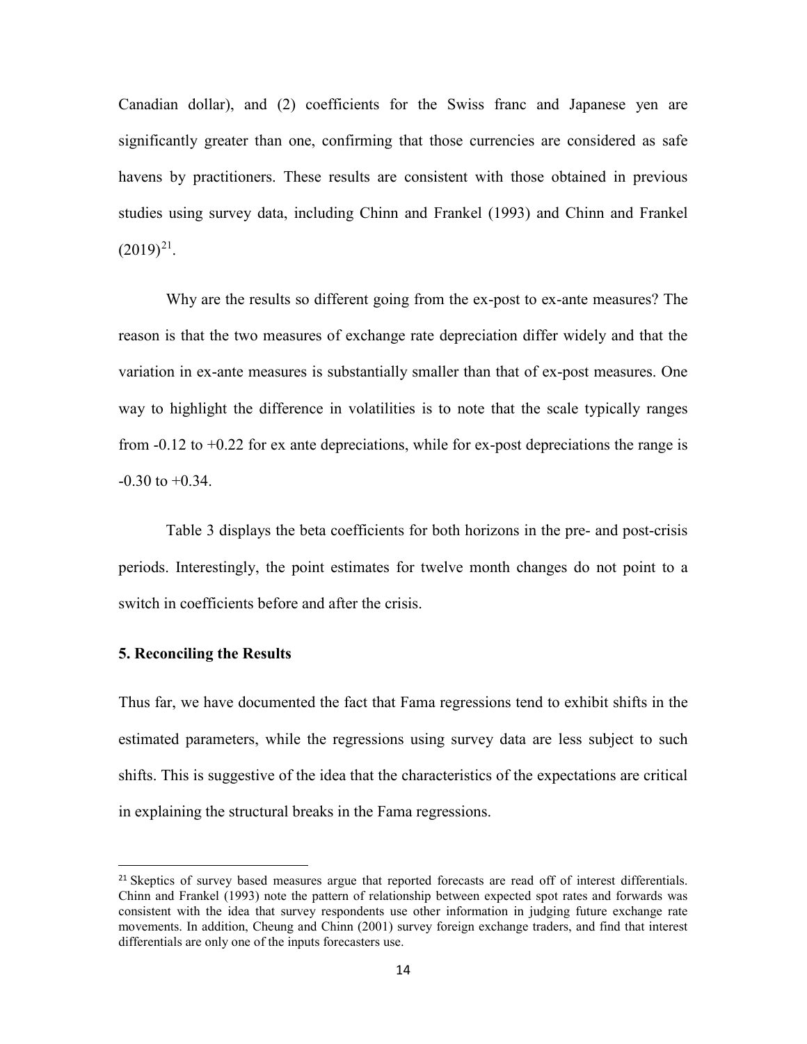Canadian dollar), and (2) coefficients for the Swiss franc and Japanese yen are significantly greater than one, confirming that those currencies are considered as safe havens by practitioners. These results are consistent with those obtained in previous studies using survey data, including Chinn and Frankel (1993) and Chinn and Frankel (2019)[21].

Why are the results so different going from the ex-post to ex-ante measures? The reason is that the two measures of exchange rate depreciation differ widely and that the variation in ex-ante measures is substantially smaller than that of ex-post measures. One way to highlight the difference in volatilities is to note that the scale typically ranges from -0.12 to +0.22 for ex ante depreciations, while for ex-post depreciations the range is -0.30 to +0.34.

Table 3 displays the beta coefficients for both horizons in the pre- and post-crisis periods. Interestingly, the point estimates for twelve month changes do not point to a switch in coefficients before and after the crisis.

## 5. Reconciling the Results

Thus far, we have documented the fact that Fama regressions tend to exhibit shifts in the estimated parameters, while the regressions using survey data are less subject to such shifts. This is suggestive of the idea that the characteristics of the expectations are critical in explaining the structural breaks in the Fama regressions.

---

[21] Skeptics of survey based measures argue that reported forecasts are read off of interest differentials. Chinn and Frankel (1993) note the pattern of relationship between expected spot rates and forwards was consistent with the idea that survey respondents use other information in judging future exchange rate movements. In addition, Cheung and Chinn (2001) survey foreign exchange traders, and find that interest differentials are only one of the inputs forecasters use.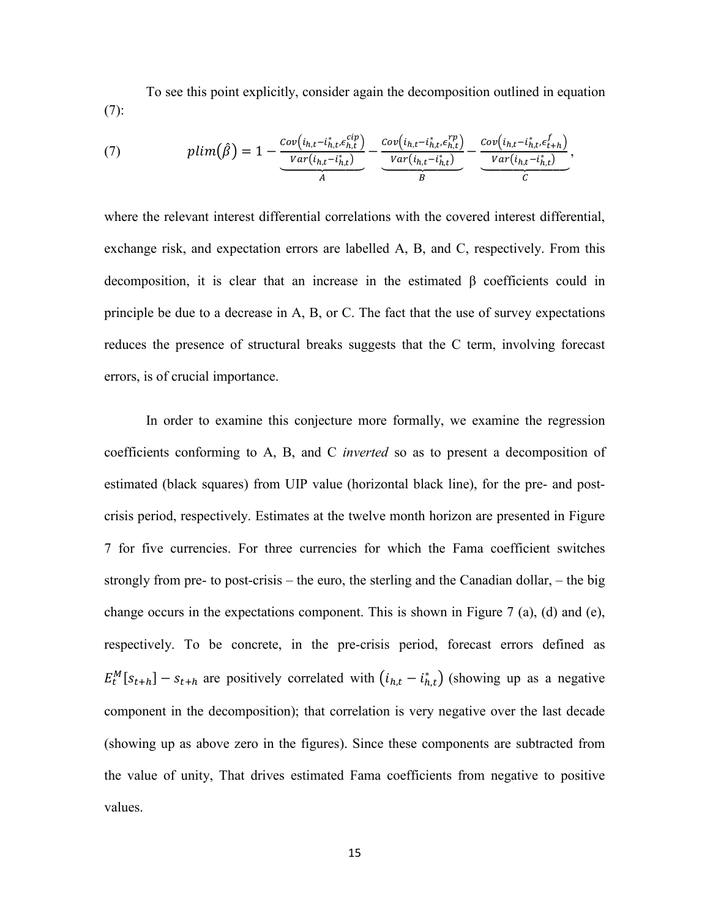To see this point explicitly, consider again the decomposition outlined in equation (7):

$$plim(\hat{\beta}) = 1 - \underbrace{\frac{Cov\left(i_{h,t} - i^*_{h,t}, \epsilon^{cip}_{h,t}\right)}{Var(i_{h,t} - i^*_{h,t})}}_{A} - \underbrace{\frac{Cov\left(i_{h,t} - i^*_{h,t}, \epsilon^{rp}_{h,t}\right)}{Var(i_{h,t} - i^*_{h,t})}}_{B} - \underbrace{\frac{Cov\left(i_{h,t} - i^*_{h,t}, \epsilon^{f}_{t+h}\right)}{Var(i_{h,t} - i^*_{h,t})}}_{C}, \tag{7}$$

where the relevant interest differential correlations with the covered interest differential, exchange risk, and expectation errors are labelled A, B, and C, respectively. From this decomposition, it is clear that an increase in the estimated β coefficients could in principle be due to a decrease in A, B, or C. The fact that the use of survey expectations reduces the presence of structural breaks suggests that the C term, involving forecast errors, is of crucial importance.

In order to examine this conjecture more formally, we examine the regression coefficients conforming to A, B, and C *inverted* so as to present a decomposition of estimated (black squares) from UIP value (horizontal black line), for the pre- and post-crisis period, respectively. Estimates at the twelve month horizon are presented in Figure 7 for five currencies. For three currencies for which the Fama coefficient switches strongly from pre- to post-crisis – the euro, the sterling and the Canadian dollar, – the big change occurs in the expectations component. This is shown in Figure 7 (a), (d) and (e), respectively. To be concrete, in the pre-crisis period, forecast errors defined as $E^M_t[s_{t+h}] - s_{t+h}$ are positively correlated with $\left(i_{h,t} - i^*_{h,t}\right)$ (showing up as a negative component in the decomposition); that correlation is very negative over the last decade (showing up as above zero in the figures). Since these components are subtracted from the value of unity, That drives estimated Fama coefficients from negative to positive values.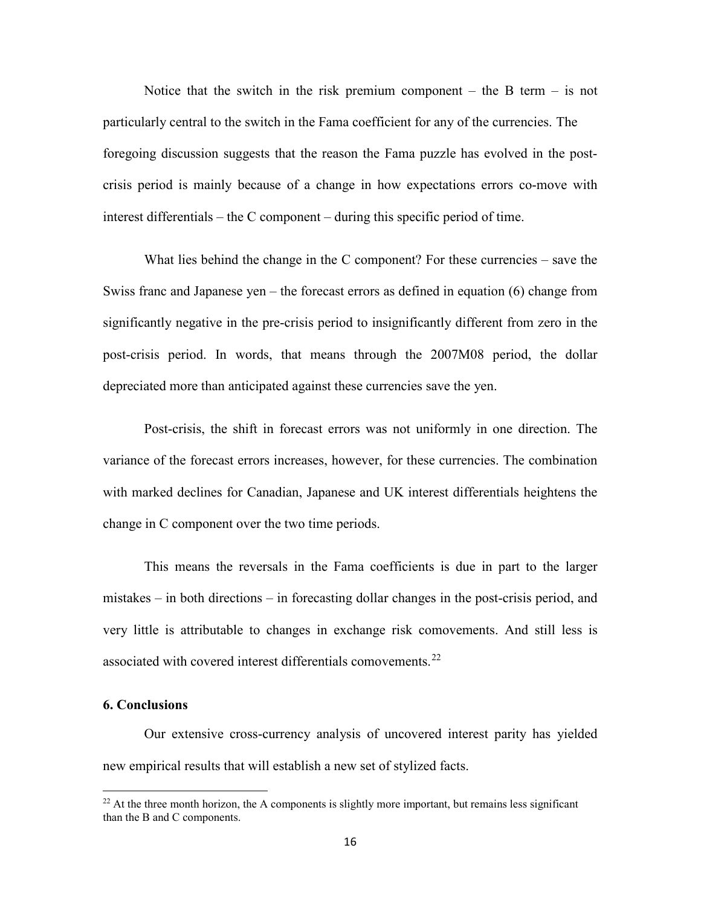Notice that the switch in the risk premium component – the B term – is not particularly central to the switch in the Fama coefficient for any of the currencies. The foregoing discussion suggests that the reason the Fama puzzle has evolved in the post-crisis period is mainly because of a change in how expectations errors co-move with interest differentials – the C component – during this specific period of time.

What lies behind the change in the C component? For these currencies – save the Swiss franc and Japanese yen – the forecast errors as defined in equation (6) change from significantly negative in the pre-crisis period to insignificantly different from zero in the post-crisis period. In words, that means through the 2007M08 period, the dollar depreciated more than anticipated against these currencies save the yen.

Post-crisis, the shift in forecast errors was not uniformly in one direction. The variance of the forecast errors increases, however, for these currencies. The combination with marked declines for Canadian, Japanese and UK interest differentials heightens the change in C component over the two time periods.

This means the reversals in the Fama coefficients is due in part to the larger mistakes – in both directions – in forecasting dollar changes in the post-crisis period, and very little is attributable to changes in exchange risk comovements. And still less is associated with covered interest differentials comovements.[22]

## 6. Conclusions

Our extensive cross-currency analysis of uncovered interest parity has yielded new empirical results that will establish a new set of stylized facts.

---

[22] At the three month horizon, the A components is slightly more important, but remains less significant than the B and C components.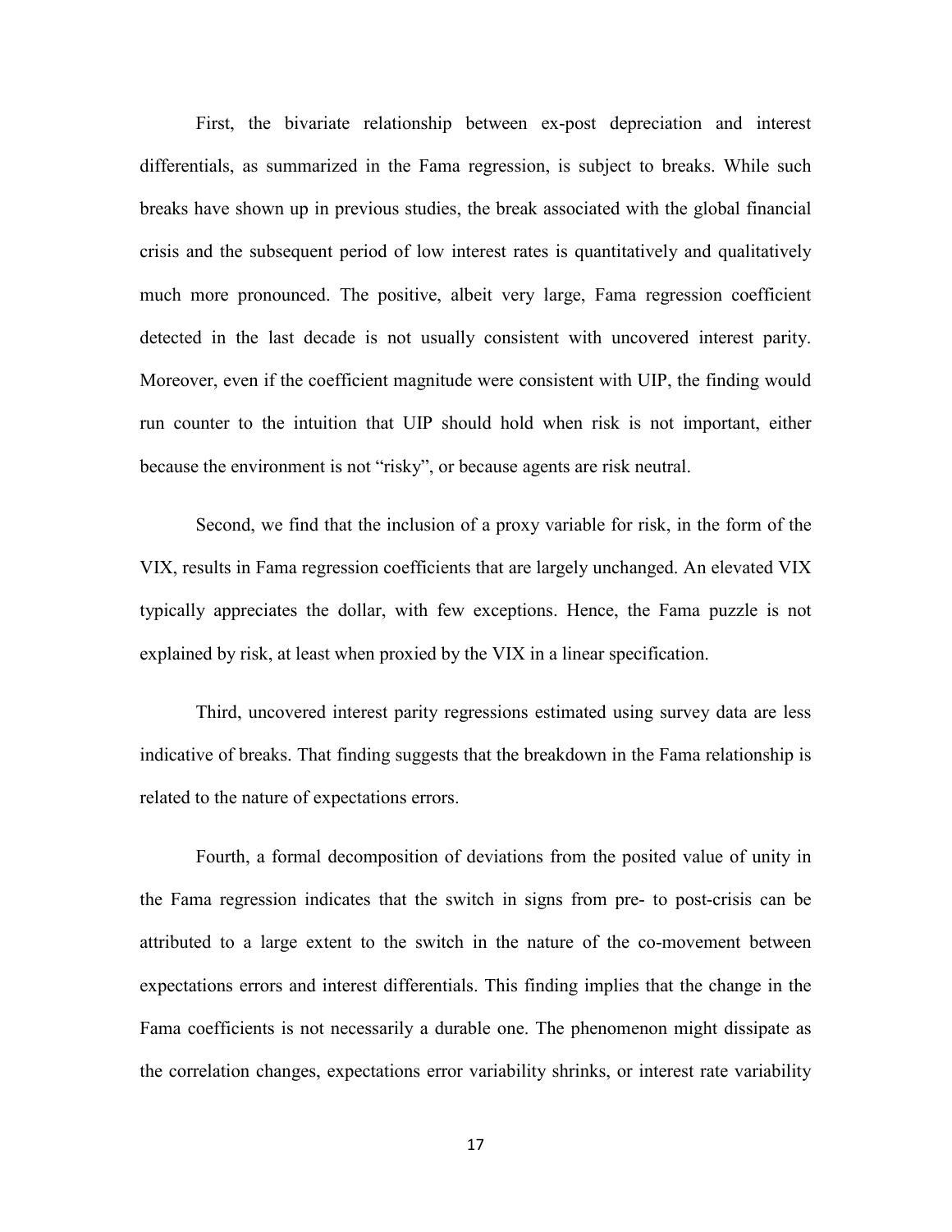First, the bivariate relationship between ex-post depreciation and interest differentials, as summarized in the Fama regression, is subject to breaks. While such breaks have shown up in previous studies, the break associated with the global financial crisis and the subsequent period of low interest rates is quantitatively and qualitatively much more pronounced. The positive, albeit very large, Fama regression coefficient detected in the last decade is not usually consistent with uncovered interest parity. Moreover, even if the coefficient magnitude were consistent with UIP, the finding would run counter to the intuition that UIP should hold when risk is not important, either because the environment is not "risky", or because agents are risk neutral.

Second, we find that the inclusion of a proxy variable for risk, in the form of the VIX, results in Fama regression coefficients that are largely unchanged. An elevated VIX typically appreciates the dollar, with few exceptions. Hence, the Fama puzzle is not explained by risk, at least when proxied by the VIX in a linear specification.

Third, uncovered interest parity regressions estimated using survey data are less indicative of breaks. That finding suggests that the breakdown in the Fama relationship is related to the nature of expectations errors.

Fourth, a formal decomposition of deviations from the posited value of unity in the Fama regression indicates that the switch in signs from pre- to post-crisis can be attributed to a large extent to the switch in the nature of the co-movement between expectations errors and interest differentials. This finding implies that the change in the Fama coefficients is not necessarily a durable one. The phenomenon might dissipate as the correlation changes, expectations error variability shrinks, or interest rate variability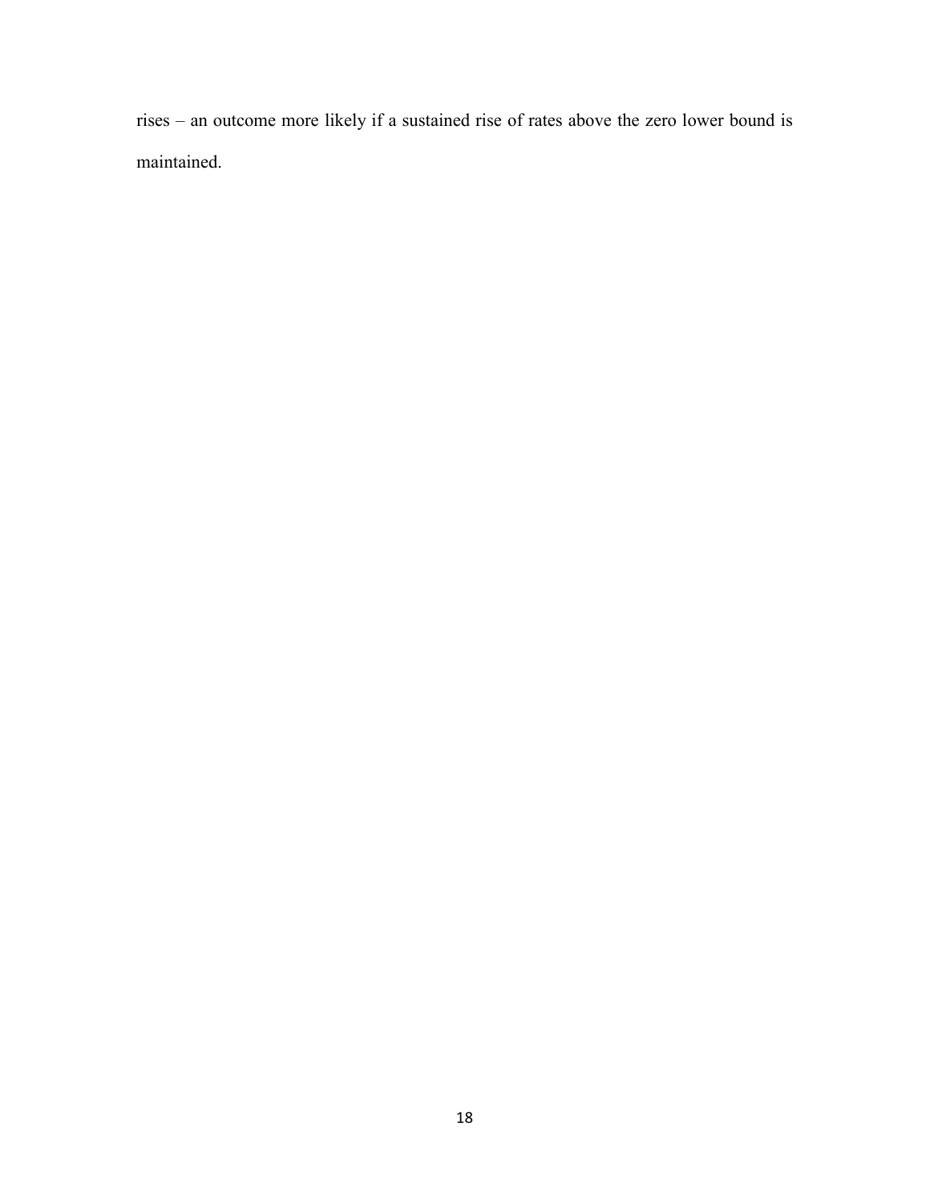rises – an outcome more likely if a sustained rise of rates above the zero lower bound is maintained.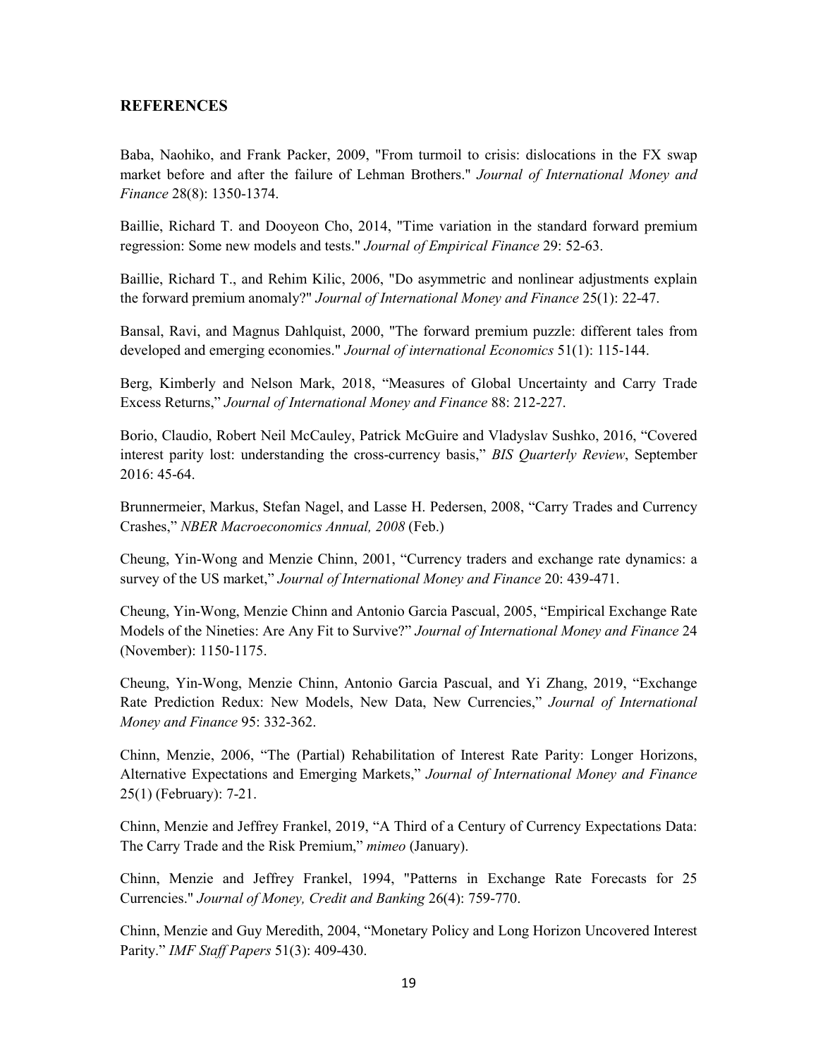## REFERENCES

Baba, Naohiko, and Frank Packer, 2009, "From turmoil to crisis: dislocations in the FX swap market before and after the failure of Lehman Brothers." *Journal of International Money and Finance* 28(8): 1350-1374.

Baillie, Richard T. and Dooyeon Cho, 2014, "Time variation in the standard forward premium regression: Some new models and tests." *Journal of Empirical Finance* 29: 52-63.

Baillie, Richard T., and Rehim Kilic, 2006, "Do asymmetric and nonlinear adjustments explain the forward premium anomaly?" *Journal of International Money and Finance* 25(1): 22-47.

Bansal, Ravi, and Magnus Dahlquist, 2000, "The forward premium puzzle: different tales from developed and emerging economies." *Journal of international Economics* 51(1): 115-144.

Berg, Kimberly and Nelson Mark, 2018, "Measures of Global Uncertainty and Carry Trade Excess Returns," *Journal of International Money and Finance* 88: 212-227.

Borio, Claudio, Robert Neil McCauley, Patrick McGuire and Vladyslav Sushko, 2016, "Covered interest parity lost: understanding the cross-currency basis," *BIS Quarterly Review*, September 2016: 45-64.

Brunnermeier, Markus, Stefan Nagel, and Lasse H. Pedersen, 2008, "Carry Trades and Currency Crashes," *NBER Macroeconomics Annual, 2008* (Feb.)

Cheung, Yin-Wong and Menzie Chinn, 2001, "Currency traders and exchange rate dynamics: a survey of the US market," *Journal of International Money and Finance* 20: 439-471.

Cheung, Yin-Wong, Menzie Chinn and Antonio Garcia Pascual, 2005, "Empirical Exchange Rate Models of the Nineties: Are Any Fit to Survive?" *Journal of International Money and Finance* 24 (November): 1150-1175.

Cheung, Yin-Wong, Menzie Chinn, Antonio Garcia Pascual, and Yi Zhang, 2019, "Exchange Rate Prediction Redux: New Models, New Data, New Currencies," *Journal of International Money and Finance* 95: 332-362.

Chinn, Menzie, 2006, "The (Partial) Rehabilitation of Interest Rate Parity: Longer Horizons, Alternative Expectations and Emerging Markets," *Journal of International Money and Finance* 25(1) (February): 7-21.

Chinn, Menzie and Jeffrey Frankel, 2019, "A Third of a Century of Currency Expectations Data: The Carry Trade and the Risk Premium," *mimeo* (January).

Chinn, Menzie and Jeffrey Frankel, 1994, "Patterns in Exchange Rate Forecasts for 25 Currencies." *Journal of Money, Credit and Banking* 26(4): 759-770.

Chinn, Menzie and Guy Meredith, 2004, "Monetary Policy and Long Horizon Uncovered Interest Parity." *IMF Staff Papers* 51(3): 409-430.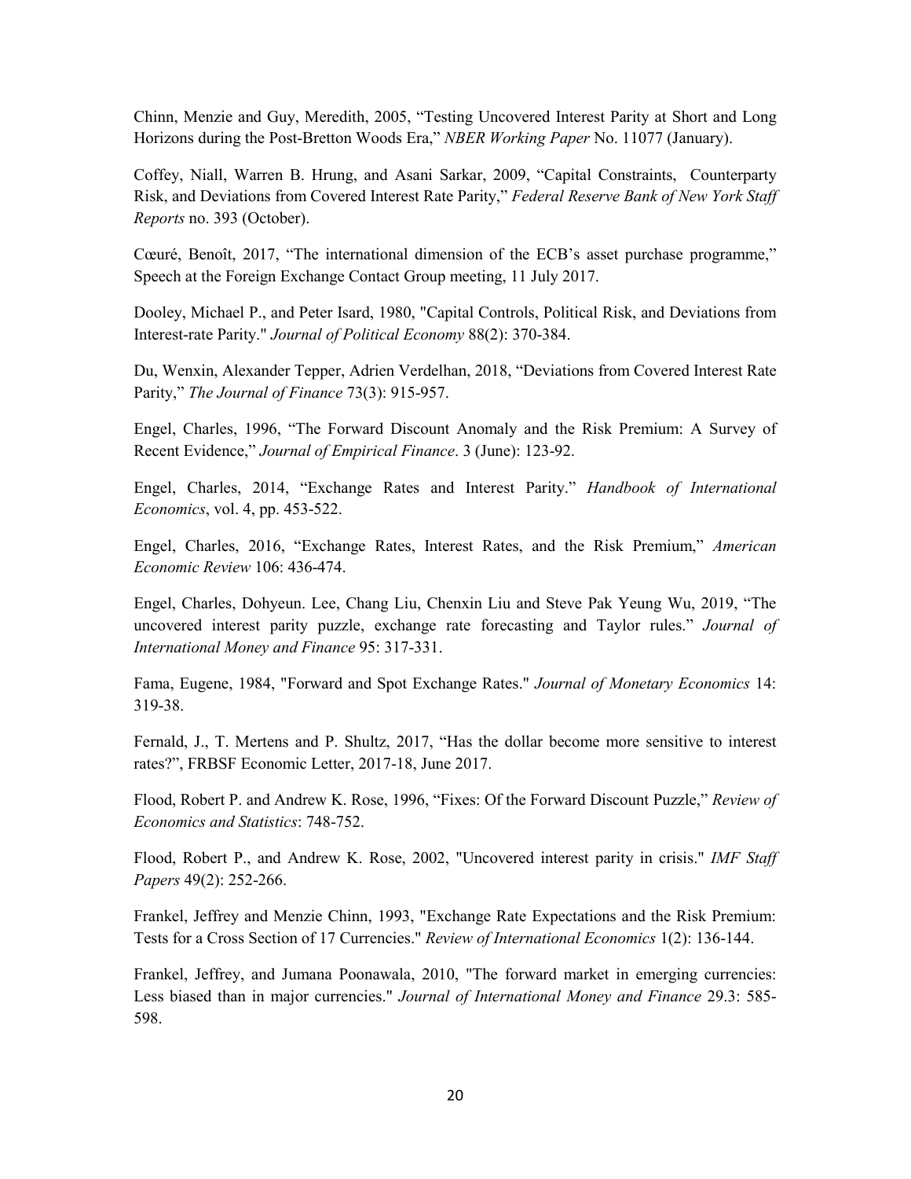Chinn, Menzie and Guy, Meredith, 2005, "Testing Uncovered Interest Parity at Short and Long Horizons during the Post-Bretton Woods Era," *NBER Working Paper* No. 11077 (January).

Coffey, Niall, Warren B. Hrung, and Asani Sarkar, 2009, "Capital Constraints, Counterparty Risk, and Deviations from Covered Interest Rate Parity," *Federal Reserve Bank of New York Staff Reports* no. 393 (October).

Cœuré, Benoît, 2017, "The international dimension of the ECB's asset purchase programme," Speech at the Foreign Exchange Contact Group meeting, 11 July 2017.

Dooley, Michael P., and Peter Isard, 1980, "Capital Controls, Political Risk, and Deviations from Interest-rate Parity." *Journal of Political Economy* 88(2): 370-384.

Du, Wenxin, Alexander Tepper, Adrien Verdelhan, 2018, "Deviations from Covered Interest Rate Parity," *The Journal of Finance* 73(3): 915-957.

Engel, Charles, 1996, "The Forward Discount Anomaly and the Risk Premium: A Survey of Recent Evidence," *Journal of Empirical Finance*. 3 (June): 123-92.

Engel, Charles, 2014, "Exchange Rates and Interest Parity." *Handbook of International Economics*, vol. 4, pp. 453-522.

Engel, Charles, 2016, "Exchange Rates, Interest Rates, and the Risk Premium," *American Economic Review* 106: 436-474.

Engel, Charles, Dohyeun. Lee, Chang Liu, Chenxin Liu and Steve Pak Yeung Wu, 2019, "The uncovered interest parity puzzle, exchange rate forecasting and Taylor rules." *Journal of International Money and Finance* 95: 317-331.

Fama, Eugene, 1984, "Forward and Spot Exchange Rates." *Journal of Monetary Economics* 14: 319-38.

Fernald, J., T. Mertens and P. Shultz, 2017, "Has the dollar become more sensitive to interest rates?", FRBSF Economic Letter, 2017-18, June 2017.

Flood, Robert P. and Andrew K. Rose, 1996, "Fixes: Of the Forward Discount Puzzle," *Review of Economics and Statistics*: 748-752.

Flood, Robert P., and Andrew K. Rose, 2002, "Uncovered interest parity in crisis." *IMF Staff Papers* 49(2): 252-266.

Frankel, Jeffrey and Menzie Chinn, 1993, "Exchange Rate Expectations and the Risk Premium: Tests for a Cross Section of 17 Currencies." *Review of International Economics* 1(2): 136-144.

Frankel, Jeffrey, and Jumana Poonawala, 2010, "The forward market in emerging currencies: Less biased than in major currencies." *Journal of International Money and Finance* 29.3: 585-598.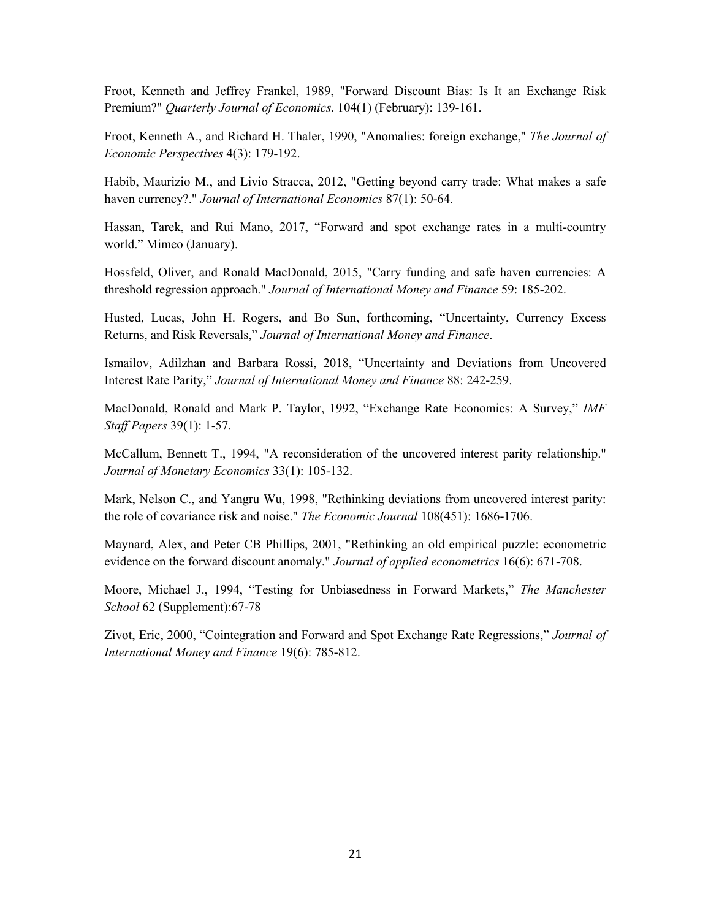Froot, Kenneth and Jeffrey Frankel, 1989, "Forward Discount Bias: Is It an Exchange Risk Premium?" *Quarterly Journal of Economics*. 104(1) (February): 139-161.

Froot, Kenneth A., and Richard H. Thaler, 1990, "Anomalies: foreign exchange," *The Journal of Economic Perspectives* 4(3): 179-192.

Habib, Maurizio M., and Livio Stracca, 2012, "Getting beyond carry trade: What makes a safe haven currency?." *Journal of International Economics* 87(1): 50-64.

Hassan, Tarek, and Rui Mano, 2017, "Forward and spot exchange rates in a multi-country world." Mimeo (January).

Hossfeld, Oliver, and Ronald MacDonald, 2015, "Carry funding and safe haven currencies: A threshold regression approach." *Journal of International Money and Finance* 59: 185-202.

Husted, Lucas, John H. Rogers, and Bo Sun, forthcoming, "Uncertainty, Currency Excess Returns, and Risk Reversals," *Journal of International Money and Finance*.

Ismailov, Adilzhan and Barbara Rossi, 2018, "Uncertainty and Deviations from Uncovered Interest Rate Parity," *Journal of International Money and Finance* 88: 242-259.

MacDonald, Ronald and Mark P. Taylor, 1992, "Exchange Rate Economics: A Survey," *IMF Staff Papers* 39(1): 1-57.

McCallum, Bennett T., 1994, "A reconsideration of the uncovered interest parity relationship." *Journal of Monetary Economics* 33(1): 105-132.

Mark, Nelson C., and Yangru Wu, 1998, "Rethinking deviations from uncovered interest parity: the role of covariance risk and noise." *The Economic Journal* 108(451): 1686-1706.

Maynard, Alex, and Peter CB Phillips, 2001, "Rethinking an old empirical puzzle: econometric evidence on the forward discount anomaly." *Journal of applied econometrics* 16(6): 671-708.

Moore, Michael J., 1994, "Testing for Unbiasedness in Forward Markets," *The Manchester School* 62 (Supplement):67-78

Zivot, Eric, 2000, "Cointegration and Forward and Spot Exchange Rate Regressions," *Journal of International Money and Finance* 19(6): 785-812.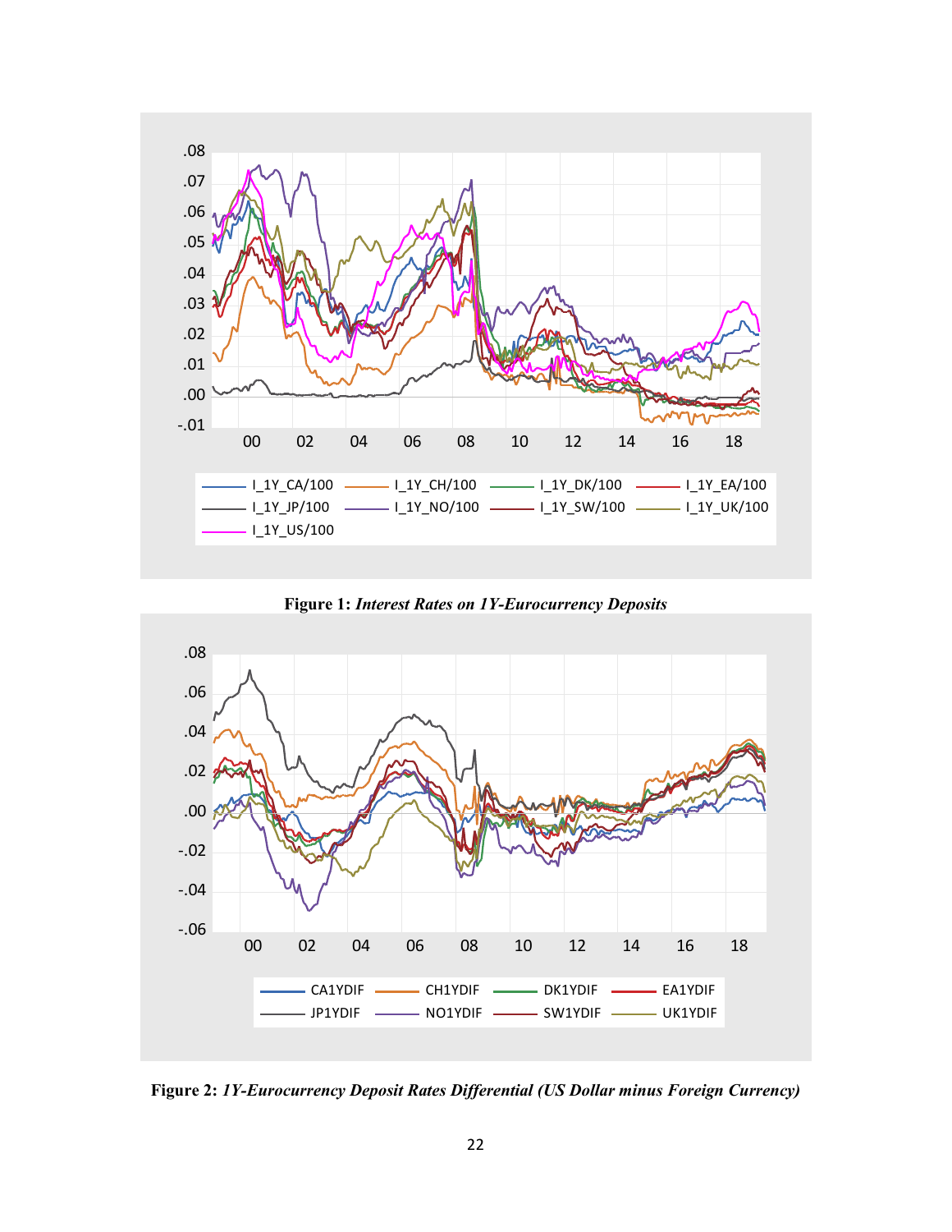**Figure 1:** ***Interest Rates on 1Y-Eurocurrency Deposits***

**Figure 2:** ***1Y-Eurocurrency Deposit Rates Differential (US Dollar minus Foreign Currency)***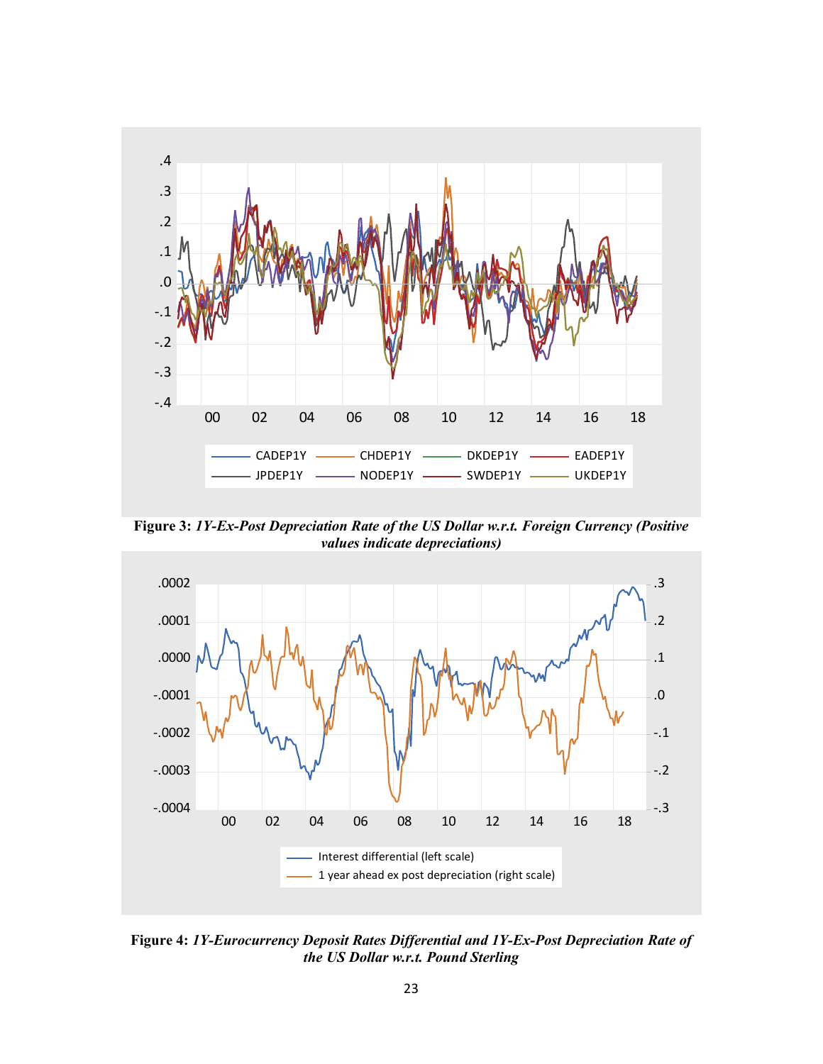**Figure 3:** ***1Y-Ex-Post Depreciation Rate of the US Dollar w.r.t. Foreign Currency (Positive values indicate depreciations)***

**Figure 4:** ***1Y-Eurocurrency Deposit Rates Differential and 1Y-Ex-Post Depreciation Rate of the US Dollar w.r.t. Pound Sterling***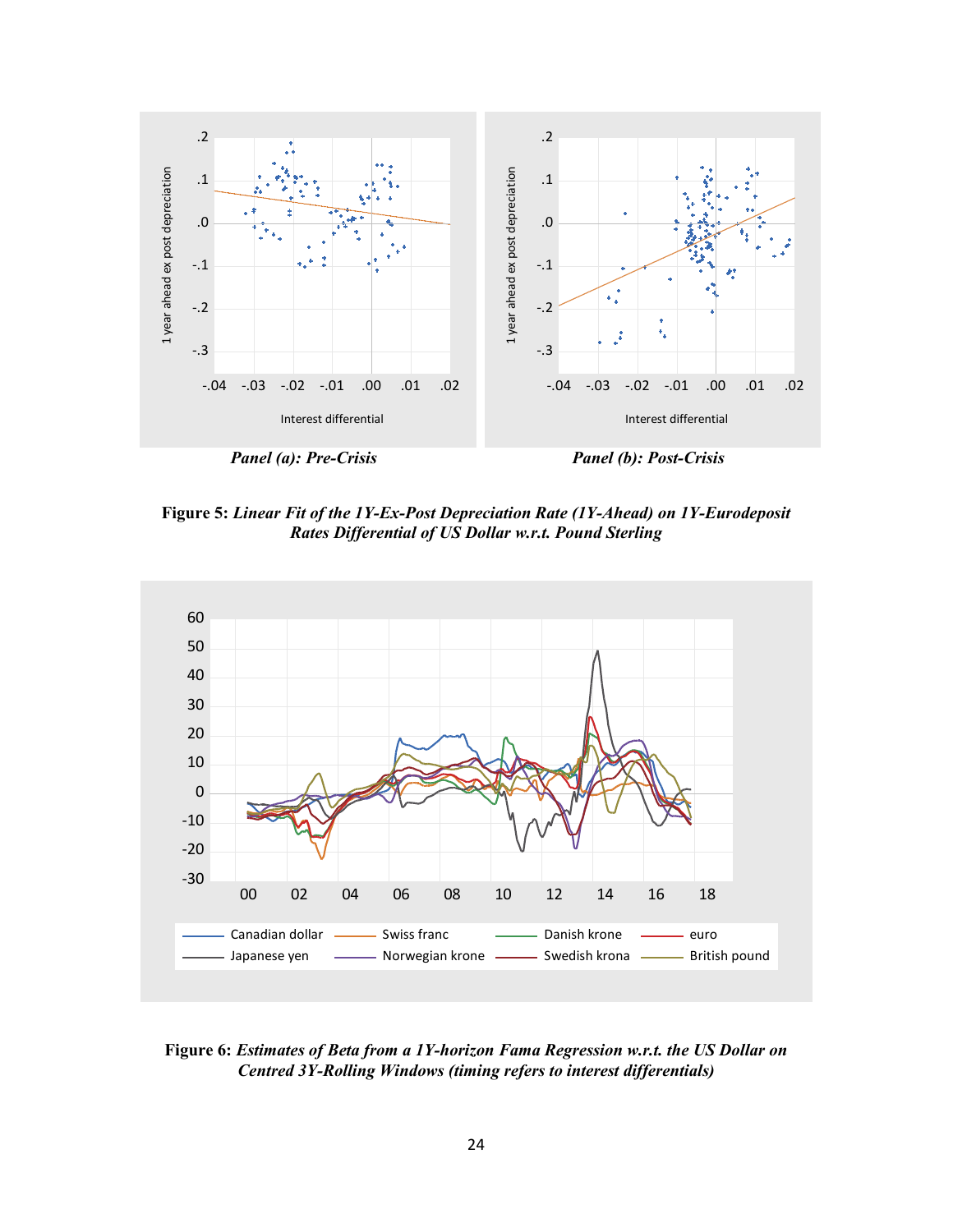*Panel (a): Pre-Crisis*

*Panel (b): Post-Crisis*

**Figure 5:** ***Linear Fit of the 1Y-Ex-Post Depreciation Rate (1Y-Ahead) on 1Y-Eurodeposit Rates Differential of US Dollar w.r.t. Pound Sterling***

**Figure 6:** ***Estimates of Beta from a 1Y-horizon Fama Regression w.r.t. the US Dollar on Centred 3Y-Rolling Windows (timing refers to interest differentials)***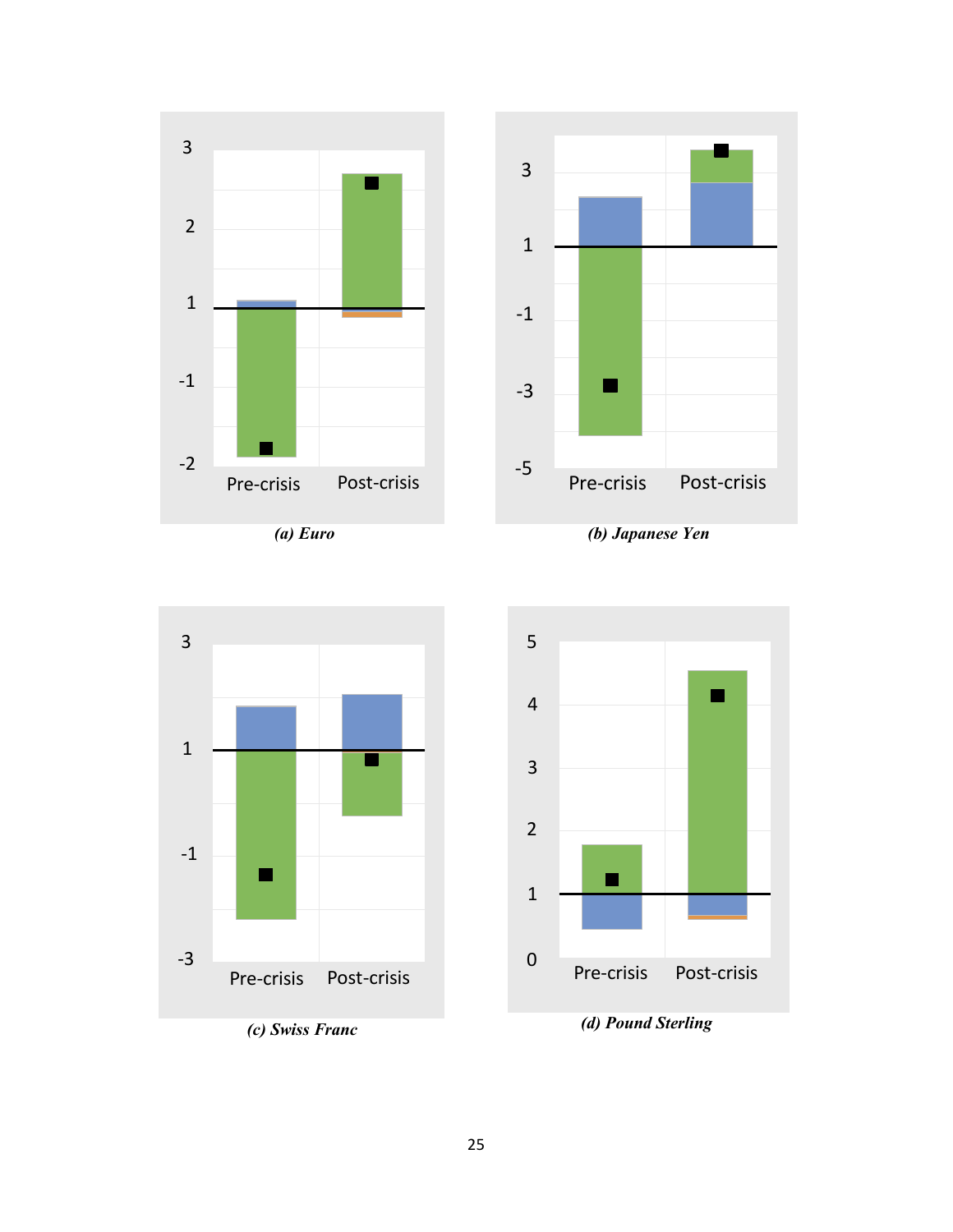(a) Euro

(b) Japanese Yen

(c) Swiss Franc

(d) Pound Sterling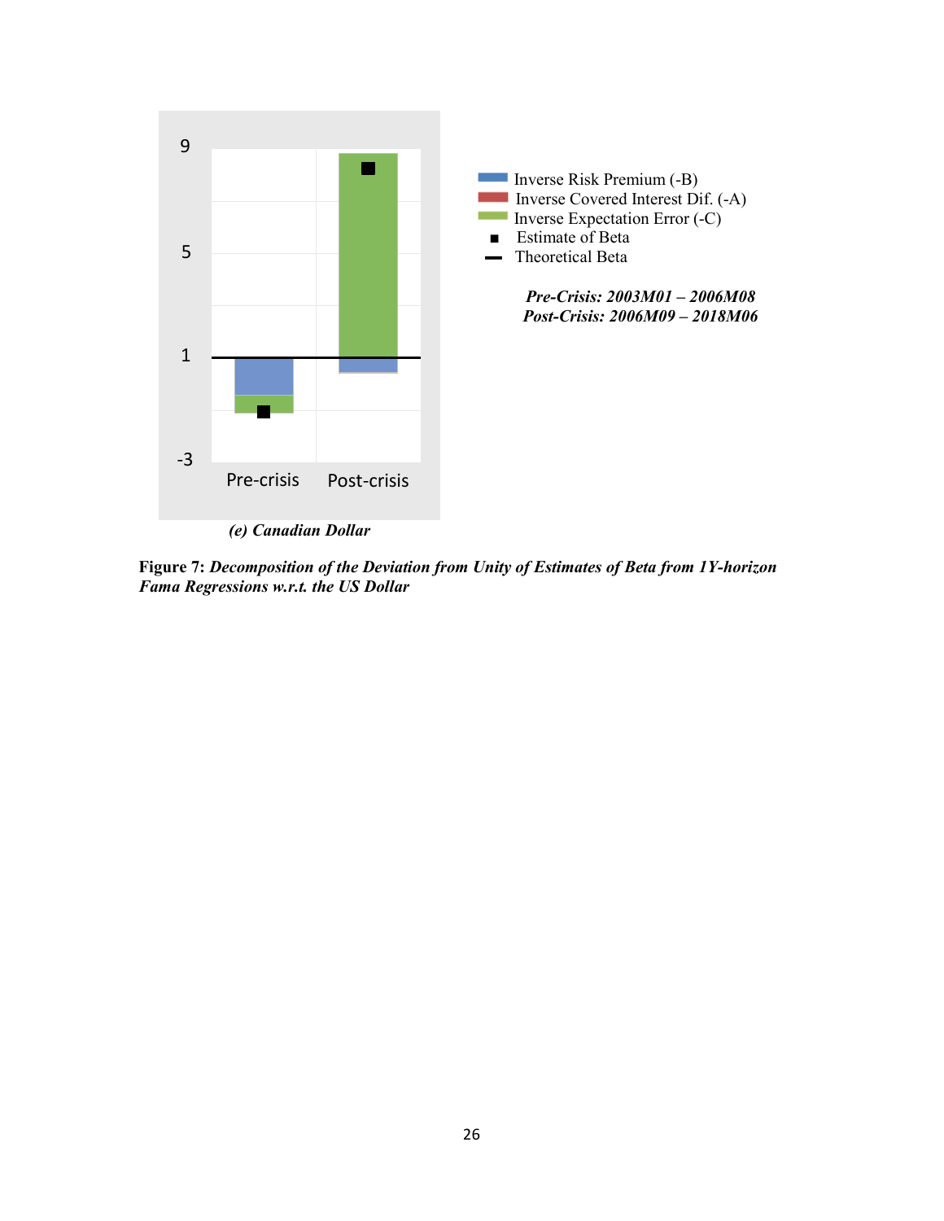(e) *Canadian Dollar*

**Figure 7:** ***Decomposition of the Deviation from Unity of Estimates of Beta from 1Y-horizon Fama Regressions w.r.t. the US Dollar***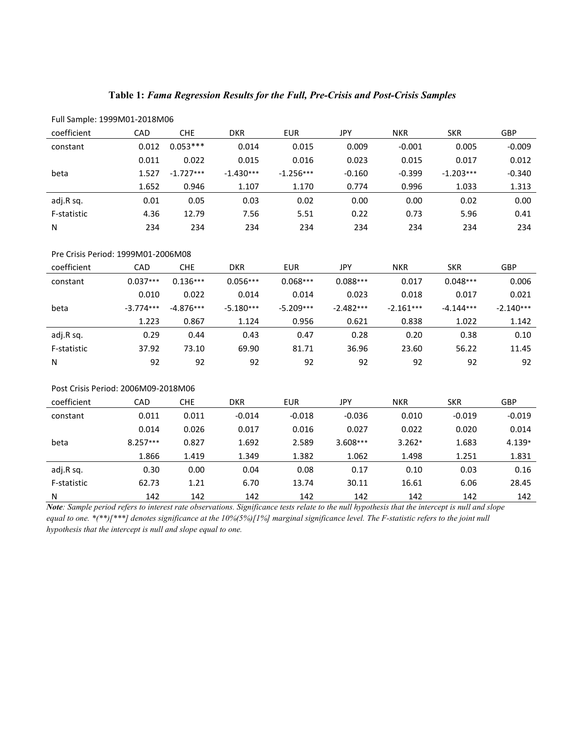**Table 1:** ***Fama Regression Results for the Full, Pre-Crisis and Post-Crisis Samples***

Full Sample: 1999M01-2018M06

| coefficient | CAD | CHE | DKR | EUR | JPY | NKR | SKR | GBP |
|---|---|---|---|---|---|---|---|---|
| constant | 0.012 | 0.053*** | 0.014 | 0.015 | 0.009 | -0.001 | 0.005 | -0.009 |
| | 0.011 | 0.022 | 0.015 | 0.016 | 0.023 | 0.015 | 0.017 | 0.012 |
| beta | 1.527 | -1.727*** | -1.430*** | -1.256*** | -0.160 | -0.399 | -1.203*** | -0.340 |
| | 1.652 | 0.946 | 1.107 | 1.170 | 0.774 | 0.996 | 1.033 | 1.313 |
| adj.R sq. | 0.01 | 0.05 | 0.03 | 0.02 | 0.00 | 0.00 | 0.02 | 0.00 |
| F-statistic | 4.36 | 12.79 | 7.56 | 5.51 | 0.22 | 0.73 | 5.96 | 0.41 |
| N | 234 | 234 | 234 | 234 | 234 | 234 | 234 | 234 |

Pre Crisis Period: 1999M01-2006M08

| coefficient | CAD | CHE | DKR | EUR | JPY | NKR | SKR | GBP |
|---|---|---|---|---|---|---|---|---|
| constant | 0.037*** | 0.136*** | 0.056*** | 0.068*** | 0.088*** | 0.017 | 0.048*** | 0.006 |
| | 0.010 | 0.022 | 0.014 | 0.014 | 0.023 | 0.018 | 0.017 | 0.021 |
| beta | -3.774*** | -4.876*** | -5.180*** | -5.209*** | -2.482*** | -2.161*** | -4.144*** | -2.140*** |
| | 1.223 | 0.867 | 1.124 | 0.956 | 0.621 | 0.838 | 1.022 | 1.142 |
| adj.R sq. | 0.29 | 0.44 | 0.43 | 0.47 | 0.28 | 0.20 | 0.38 | 0.10 |
| F-statistic | 37.92 | 73.10 | 69.90 | 81.71 | 36.96 | 23.60 | 56.22 | 11.45 |
| N | 92 | 92 | 92 | 92 | 92 | 92 | 92 | 92 |

Post Crisis Period: 2006M09-2018M06

| coefficient | CAD | CHE | DKR | EUR | JPY | NKR | SKR | GBP |
|---|---|---|---|---|---|---|---|---|
| constant | 0.011 | 0.011 | -0.014 | -0.018 | -0.036 | 0.010 | -0.019 | -0.019 |
| | 0.014 | 0.026 | 0.017 | 0.016 | 0.027 | 0.022 | 0.020 | 0.014 |
| beta | 8.257*** | 0.827 | 1.692 | 2.589 | 3.608*** | 3.262* | 1.683 | 4.139* |
| | 1.866 | 1.419 | 1.349 | 1.382 | 1.062 | 1.498 | 1.251 | 1.831 |
| adj.R sq. | 0.30 | 0.00 | 0.04 | 0.08 | 0.17 | 0.10 | 0.03 | 0.16 |
| F-statistic | 62.73 | 1.21 | 6.70 | 13.74 | 30.11 | 16.61 | 6.06 | 28.45 |
| N | 142 | 142 | 142 | 142 | 142 | 142 | 142 | 142 |

***Note****: Sample period refers to interest rate observations. Significance tests relate to the null hypothesis that the intercept is null and slope equal to one. *(**)[***] denotes significance at the 10%(5%)[1%] marginal significance level. The F-statistic refers to the joint null hypothesis that the intercept is null and slope equal to one.*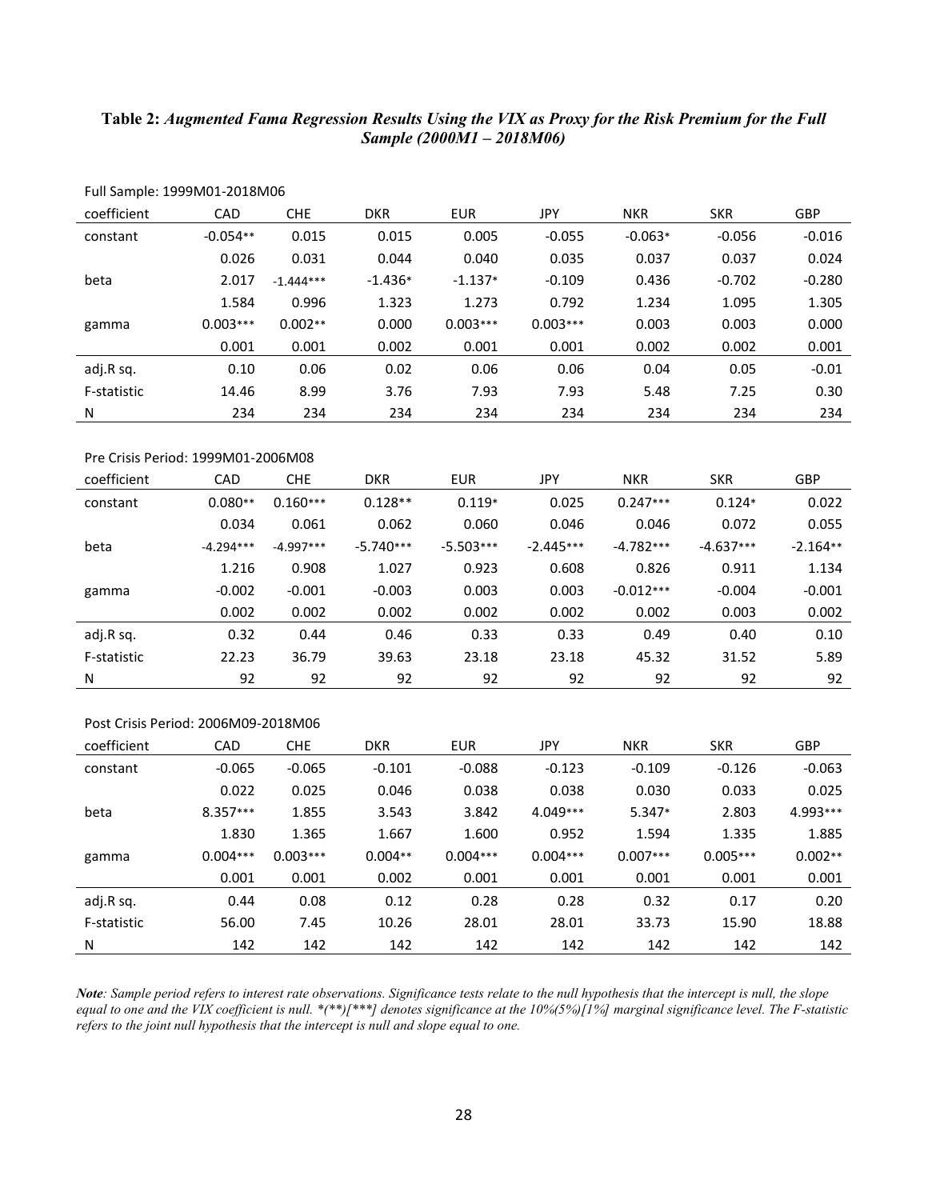**Table 2:** ***Augmented Fama Regression Results Using the VIX as Proxy for the Risk Premium for the Full Sample (2000M1 – 2018M06)***

Full Sample: 1999M01-2018M06

| coefficient | CAD | CHE | DKR | EUR | JPY | NKR | SKR | GBP |
|---|---|---|---|---|---|---|---|---|
| constant | -0.054** | 0.015 | 0.015 | 0.005 | -0.055 | -0.063* | -0.056 | -0.016 |
| | 0.026 | 0.031 | 0.044 | 0.040 | 0.035 | 0.037 | 0.037 | 0.024 |
| beta | 2.017 | -1.444*** | -1.436* | -1.137* | -0.109 | 0.436 | -0.702 | -0.280 |
| | 1.584 | 0.996 | 1.323 | 1.273 | 0.792 | 1.234 | 1.095 | 1.305 |
| gamma | 0.003*** | 0.002** | 0.000 | 0.003*** | 0.003*** | 0.003 | 0.003 | 0.000 |
| | 0.001 | 0.001 | 0.002 | 0.001 | 0.001 | 0.002 | 0.002 | 0.001 |
| adj.R sq. | 0.10 | 0.06 | 0.02 | 0.06 | 0.06 | 0.04 | 0.05 | -0.01 |
| F-statistic | 14.46 | 8.99 | 3.76 | 7.93 | 7.93 | 5.48 | 7.25 | 0.30 |
| N | 234 | 234 | 234 | 234 | 234 | 234 | 234 | 234 |

Pre Crisis Period: 1999M01-2006M08

| coefficient | CAD | CHE | DKR | EUR | JPY | NKR | SKR | GBP |
|---|---|---|---|---|---|---|---|---|
| constant | 0.080** | 0.160*** | 0.128** | 0.119* | 0.025 | 0.247*** | 0.124* | 0.022 |
| | 0.034 | 0.061 | 0.062 | 0.060 | 0.046 | 0.046 | 0.072 | 0.055 |
| beta | -4.294*** | -4.997*** | -5.740*** | -5.503*** | -2.445*** | -4.782*** | -4.637*** | -2.164** |
| | 1.216 | 0.908 | 1.027 | 0.923 | 0.608 | 0.826 | 0.911 | 1.134 |
| gamma | -0.002 | -0.001 | -0.003 | 0.003 | 0.003 | -0.012*** | -0.004 | -0.001 |
| | 0.002 | 0.002 | 0.002 | 0.002 | 0.002 | 0.002 | 0.003 | 0.002 |
| adj.R sq. | 0.32 | 0.44 | 0.46 | 0.33 | 0.33 | 0.49 | 0.40 | 0.10 |
| F-statistic | 22.23 | 36.79 | 39.63 | 23.18 | 23.18 | 45.32 | 31.52 | 5.89 |
| N | 92 | 92 | 92 | 92 | 92 | 92 | 92 | 92 |

Post Crisis Period: 2006M09-2018M06

| coefficient | CAD | CHE | DKR | EUR | JPY | NKR | SKR | GBP |
|---|---|---|---|---|---|---|---|---|
| constant | -0.065 | -0.065 | -0.101 | -0.088 | -0.123 | -0.109 | -0.126 | -0.063 |
| | 0.022 | 0.025 | 0.046 | 0.038 | 0.038 | 0.030 | 0.033 | 0.025 |
| beta | 8.357*** | 1.855 | 3.543 | 3.842 | 4.049*** | 5.347* | 2.803 | 4.993*** |
| | 1.830 | 1.365 | 1.667 | 1.600 | 0.952 | 1.594 | 1.335 | 1.885 |
| gamma | 0.004*** | 0.003*** | 0.004** | 0.004*** | 0.004*** | 0.007*** | 0.005*** | 0.002** |
| | 0.001 | 0.001 | 0.002 | 0.001 | 0.001 | 0.001 | 0.001 | 0.001 |
| adj.R sq. | 0.44 | 0.08 | 0.12 | 0.28 | 0.28 | 0.32 | 0.17 | 0.20 |
| F-statistic | 56.00 | 7.45 | 10.26 | 28.01 | 28.01 | 33.73 | 15.90 | 18.88 |
| N | 142 | 142 | 142 | 142 | 142 | 142 | 142 | 142 |

***Note****: Sample period refers to interest rate observations. Significance tests relate to the null hypothesis that the intercept is null, the slope equal to one and the VIX coefficient is null. *(**)[***] denotes significance at the 10%(5%)[1%] marginal significance level. The F-statistic refers to the joint null hypothesis that the intercept is null and slope equal to one.*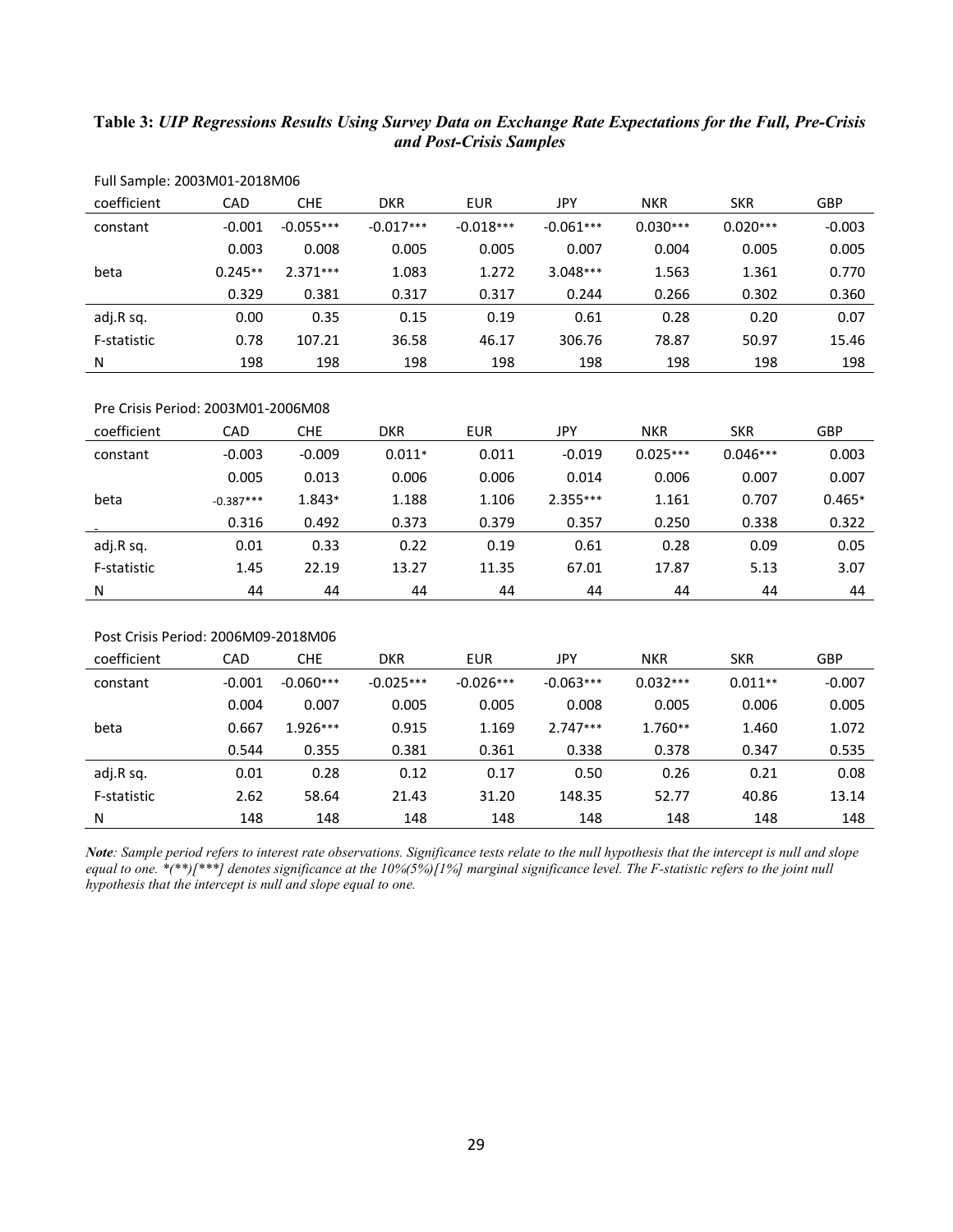**Table 3:** ***UIP Regressions Results Using Survey Data on Exchange Rate Expectations for the Full, Pre-Crisis and Post-Crisis Samples***

Full Sample: 2003M01-2018M06

| coefficient | CAD | CHE | DKR | EUR | JPY | NKR | SKR | GBP |
|---|---|---|---|---|---|---|---|---|
| constant | -0.001 | -0.055*** | -0.017*** | -0.018*** | -0.061*** | 0.030*** | 0.020*** | -0.003 |
| | 0.003 | 0.008 | 0.005 | 0.005 | 0.007 | 0.004 | 0.005 | 0.005 |
| beta | 0.245** | 2.371*** | 1.083 | 1.272 | 3.048*** | 1.563 | 1.361 | 0.770 |
| | 0.329 | 0.381 | 0.317 | 0.317 | 0.244 | 0.266 | 0.302 | 0.360 |
| adj.R sq. | 0.00 | 0.35 | 0.15 | 0.19 | 0.61 | 0.28 | 0.20 | 0.07 |
| F-statistic | 0.78 | 107.21 | 36.58 | 46.17 | 306.76 | 78.87 | 50.97 | 15.46 |
| N | 198 | 198 | 198 | 198 | 198 | 198 | 198 | 198 |

Pre Crisis Period: 2003M01-2006M08

| coefficient | CAD | CHE | DKR | EUR | JPY | NKR | SKR | GBP |
|---|---|---|---|---|---|---|---|---|
| constant | -0.003 | -0.009 | 0.011* | 0.011 | -0.019 | 0.025*** | 0.046*** | 0.003 |
| | 0.005 | 0.013 | 0.006 | 0.006 | 0.014 | 0.006 | 0.007 | 0.007 |
| beta | -0.387*** | 1.843* | 1.188 | 1.106 | 2.355*** | 1.161 | 0.707 | 0.465* |
| | 0.316 | 0.492 | 0.373 | 0.379 | 0.357 | 0.250 | 0.338 | 0.322 |
| adj.R sq. | 0.01 | 0.33 | 0.22 | 0.19 | 0.61 | 0.28 | 0.09 | 0.05 |
| F-statistic | 1.45 | 22.19 | 13.27 | 11.35 | 67.01 | 17.87 | 5.13 | 3.07 |
| N | 44 | 44 | 44 | 44 | 44 | 44 | 44 | 44 |

Post Crisis Period: 2006M09-2018M06

| coefficient | CAD | CHE | DKR | EUR | JPY | NKR | SKR | GBP |
|---|---|---|---|---|---|---|---|---|
| constant | -0.001 | -0.060*** | -0.025*** | -0.026*** | -0.063*** | 0.032*** | 0.011** | -0.007 |
| | 0.004 | 0.007 | 0.005 | 0.005 | 0.008 | 0.005 | 0.006 | 0.005 |
| beta | 0.667 | 1.926*** | 0.915 | 1.169 | 2.747*** | 1.760** | 1.460 | 1.072 |
| | 0.544 | 0.355 | 0.381 | 0.361 | 0.338 | 0.378 | 0.347 | 0.535 |
| adj.R sq. | 0.01 | 0.28 | 0.12 | 0.17 | 0.50 | 0.26 | 0.21 | 0.08 |
| F-statistic | 2.62 | 58.64 | 21.43 | 31.20 | 148.35 | 52.77 | 40.86 | 13.14 |
| N | 148 | 148 | 148 | 148 | 148 | 148 | 148 | 148 |

***Note**: Sample period refers to interest rate observations. Significance tests relate to the null hypothesis that the intercept is null and slope equal to one. *(**)[***] denotes significance at the 10%(5%)[1%] marginal significance level. The F-statistic refers to the joint null hypothesis that the intercept is null and slope equal to one.*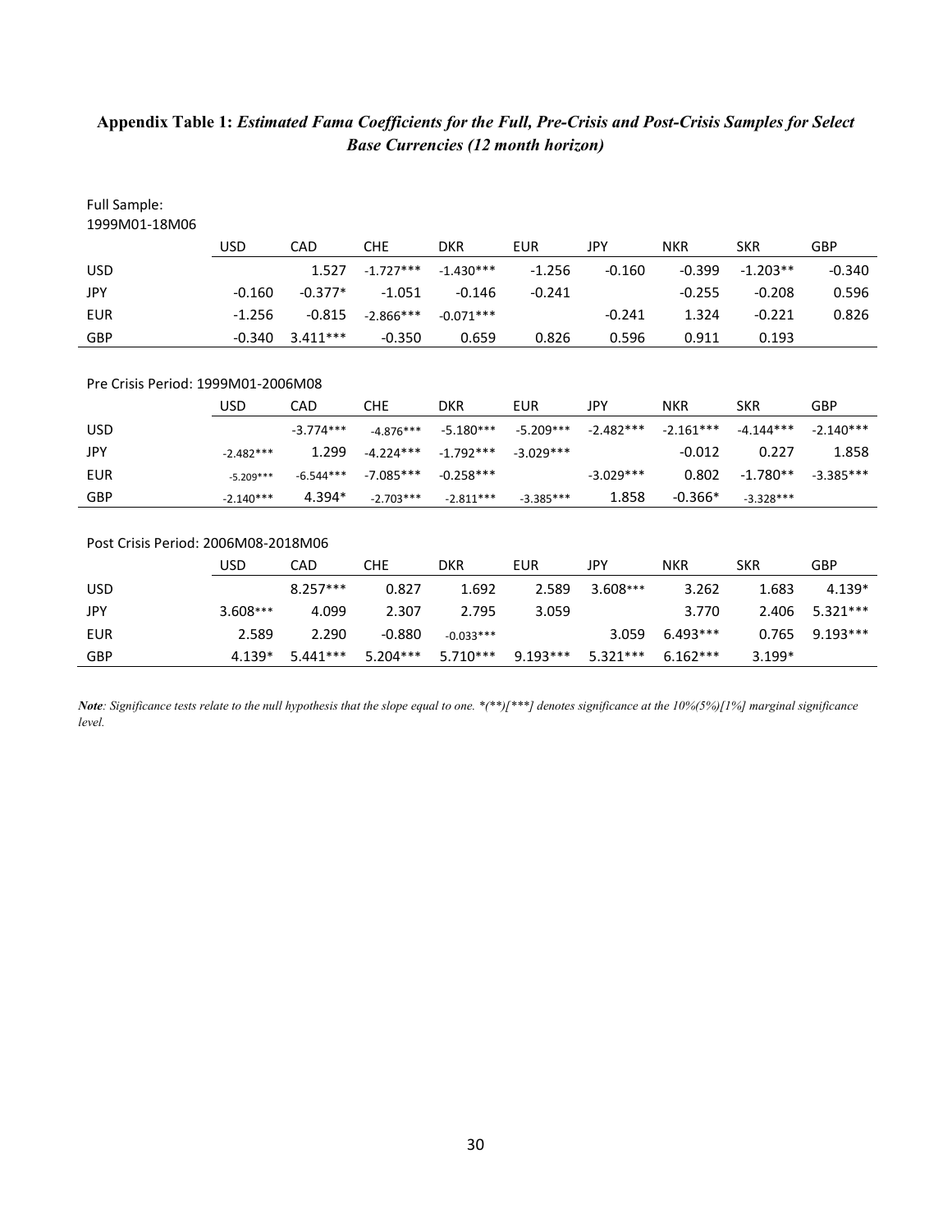**Appendix Table 1:** ***Estimated Fama Coefficients for the Full, Pre-Crisis and Post-Crisis Samples for Select Base Currencies (12 month horizon)***

Full Sample:
1999M01-18M06

| | USD | CAD | CHE | DKR | EUR | JPY | NKR | SKR | GBP |
|---|---|---|---|---|---|---|---|---|---|
| USD | | 1.527 | -1.727*** | -1.430*** | -1.256 | -0.160 | -0.399 | -1.203** | -0.340 |
| JPY | -0.160 | -0.377* | -1.051 | -0.146 | -0.241 | | -0.255 | -0.208 | 0.596 |
| EUR | -1.256 | -0.815 | -2.866*** | -0.071*** | | -0.241 | 1.324 | -0.221 | 0.826 |
| GBP | -0.340 | 3.411*** | -0.350 | 0.659 | 0.826 | 0.596 | 0.911 | 0.193 | |

Pre Crisis Period: 1999M01-2006M08

| | USD | CAD | CHE | DKR | EUR | JPY | NKR | SKR | GBP |
|---|---|---|---|---|---|---|---|---|---|
| USD | | -3.774*** | -4.876*** | -5.180*** | -5.209*** | -2.482*** | -2.161*** | -4.144*** | -2.140*** |
| JPY | -2.482*** | 1.299 | -4.224*** | -1.792*** | -3.029*** | | -0.012 | 0.227 | 1.858 |
| EUR | -5.209*** | -6.544*** | -7.085*** | -0.258*** | | -3.029*** | 0.802 | -1.780** | -3.385*** |
| GBP | -2.140*** | 4.394* | -2.703*** | -2.811*** | -3.385*** | 1.858 | -0.366* | -3.328*** | |

Post Crisis Period: 2006M08-2018M06

| | USD | CAD | CHE | DKR | EUR | JPY | NKR | SKR | GBP |
|---|---|---|---|---|---|---|---|---|---|
| USD | | 8.257*** | 0.827 | 1.692 | 2.589 | 3.608*** | 3.262 | 1.683 | 4.139* |
| JPY | 3.608*** | 4.099 | 2.307 | 2.795 | 3.059 | | 3.770 | 2.406 | 5.321*** |
| EUR | 2.589 | 2.290 | -0.880 | -0.033*** | | 3.059 | 6.493*** | 0.765 | 9.193*** |
| GBP | 4.139* | 5.441*** | 5.204*** | 5.710*** | 9.193*** | 5.321*** | 6.162*** | 3.199* | |

***Note****: Significance tests relate to the null hypothesis that the slope equal to one. *(**)[***] denotes significance at the 10%(5%)[1%] marginal significance level.*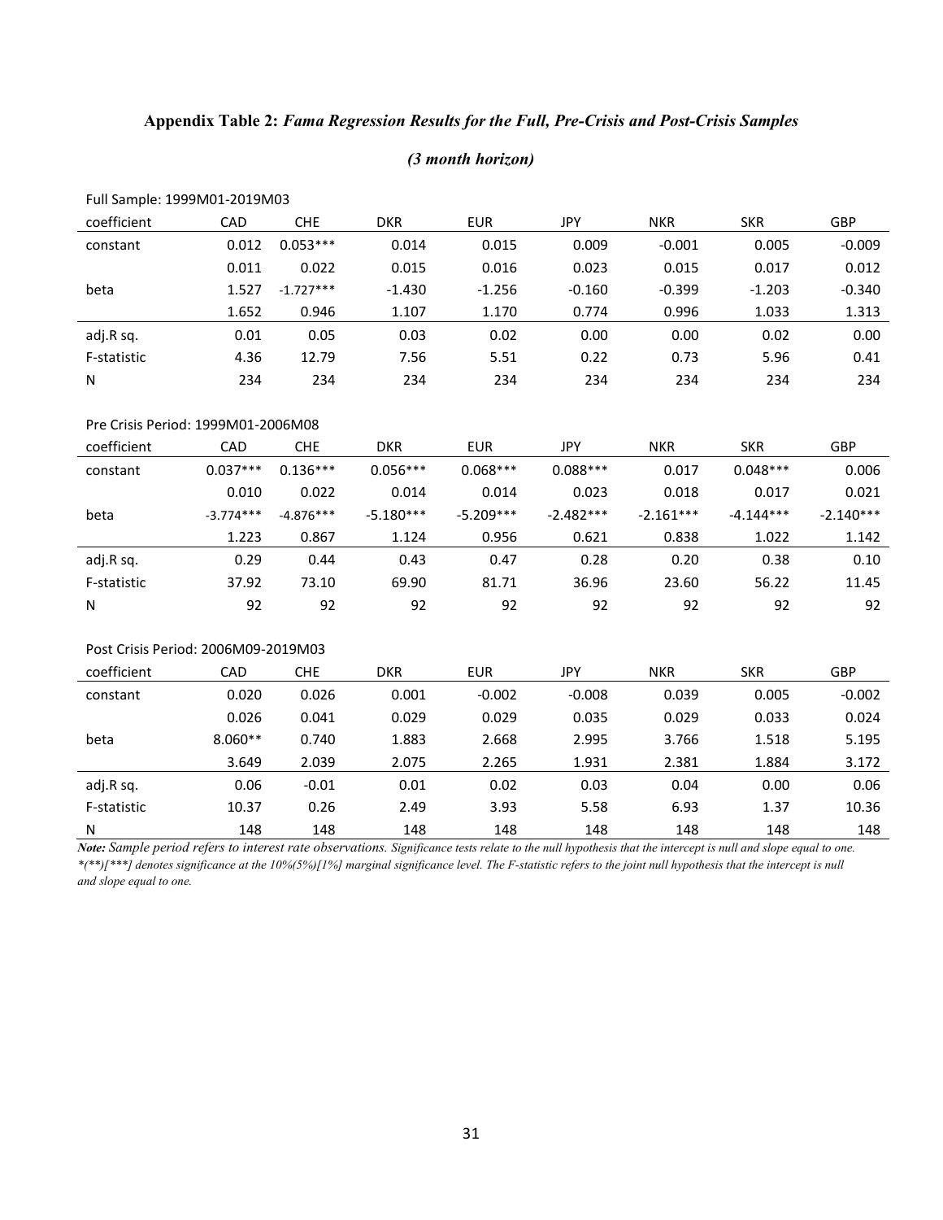**Appendix Table 2:** ***Fama Regression Results for the Full, Pre-Crisis and Post-Crisis Samples***

***(3 month horizon)***

Full Sample: 1999M01-2019M03

| coefficient | CAD | CHE | DKR | EUR | JPY | NKR | SKR | GBP |
|---|---|---|---|---|---|---|---|---|
| constant | 0.012 | 0.053*** | 0.014 | 0.015 | 0.009 | -0.001 | 0.005 | -0.009 |
| | 0.011 | 0.022 | 0.015 | 0.016 | 0.023 | 0.015 | 0.017 | 0.012 |
| beta | 1.527 | -1.727*** | -1.430 | -1.256 | -0.160 | -0.399 | -1.203 | -0.340 |
| | 1.652 | 0.946 | 1.107 | 1.170 | 0.774 | 0.996 | 1.033 | 1.313 |
| adj.R sq. | 0.01 | 0.05 | 0.03 | 0.02 | 0.00 | 0.00 | 0.02 | 0.00 |
| F-statistic | 4.36 | 12.79 | 7.56 | 5.51 | 0.22 | 0.73 | 5.96 | 0.41 |
| N | 234 | 234 | 234 | 234 | 234 | 234 | 234 | 234 |

Pre Crisis Period: 1999M01-2006M08

| coefficient | CAD | CHE | DKR | EUR | JPY | NKR | SKR | GBP |
|---|---|---|---|---|---|---|---|---|
| constant | 0.037*** | 0.136*** | 0.056*** | 0.068*** | 0.088*** | 0.017 | 0.048*** | 0.006 |
| | 0.010 | 0.022 | 0.014 | 0.014 | 0.023 | 0.018 | 0.017 | 0.021 |
| beta | -3.774*** | -4.876*** | -5.180*** | -5.209*** | -2.482*** | -2.161*** | -4.144*** | -2.140*** |
| | 1.223 | 0.867 | 1.124 | 0.956 | 0.621 | 0.838 | 1.022 | 1.142 |
| adj.R sq. | 0.29 | 0.44 | 0.43 | 0.47 | 0.28 | 0.20 | 0.38 | 0.10 |
| F-statistic | 37.92 | 73.10 | 69.90 | 81.71 | 36.96 | 23.60 | 56.22 | 11.45 |
| N | 92 | 92 | 92 | 92 | 92 | 92 | 92 | 92 |

Post Crisis Period: 2006M09-2019M03

| coefficient | CAD | CHE | DKR | EUR | JPY | NKR | SKR | GBP |
|---|---|---|---|---|---|---|---|---|
| constant | 0.020 | 0.026 | 0.001 | -0.002 | -0.008 | 0.039 | 0.005 | -0.002 |
| | 0.026 | 0.041 | 0.029 | 0.029 | 0.035 | 0.029 | 0.033 | 0.024 |
| beta | 8.060** | 0.740 | 1.883 | 2.668 | 2.995 | 3.766 | 1.518 | 5.195 |
| | 3.649 | 2.039 | 2.075 | 2.265 | 1.931 | 2.381 | 1.884 | 3.172 |
| adj.R sq. | 0.06 | -0.01 | 0.01 | 0.02 | 0.03 | 0.04 | 0.00 | 0.06 |
| F-statistic | 10.37 | 0.26 | 2.49 | 3.93 | 5.58 | 6.93 | 1.37 | 10.36 |
| N | 148 | 148 | 148 | 148 | 148 | 148 | 148 | 148 |

***Note:*** *Sample period refers to interest rate observations. Significance tests relate to the null hypothesis that the intercept is null and slope equal to one. *(**)[***] denotes significance at the 10%(5%)[1%] marginal significance level. The F-statistic refers to the joint null hypothesis that the intercept is null and slope equal to one.*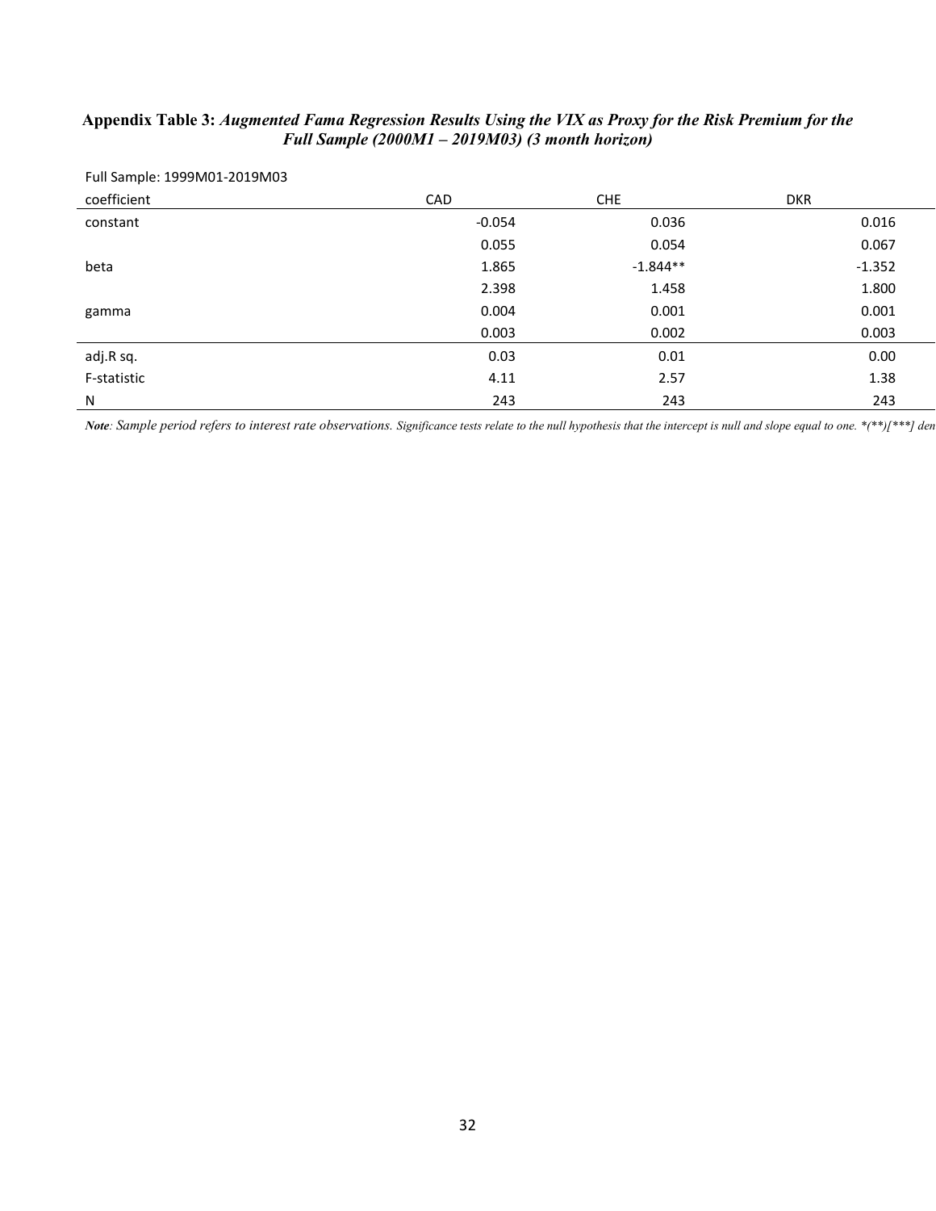**Appendix Table 3:** ***Augmented Fama Regression Results Using the VIX as Proxy for the Risk Premium for the Full Sample (2000M1 – 2019M03) (3 month horizon)***

Full Sample: 1999M01-2019M03

| coefficient | CAD | CHE | DKR |
|---|---|---|---|
| constant | -0.054 | 0.036 | 0.016 |
| | 0.055 | 0.054 | 0.067 |
| beta | 1.865 | -1.844** | -1.352 |
| | 2.398 | 1.458 | 1.800 |
| gamma | 0.004 | 0.001 | 0.001 |
| | 0.003 | 0.002 | 0.003 |
| adj.R sq. | 0.03 | 0.01 | 0.00 |
| F-statistic | 4.11 | 2.57 | 1.38 |
| N | 243 | 243 | 243 |

***Note****: Sample period refers to interest rate observations. Significance tests relate to the null hypothesis that the intercept is null and slope equal to one. *(**)[***] den*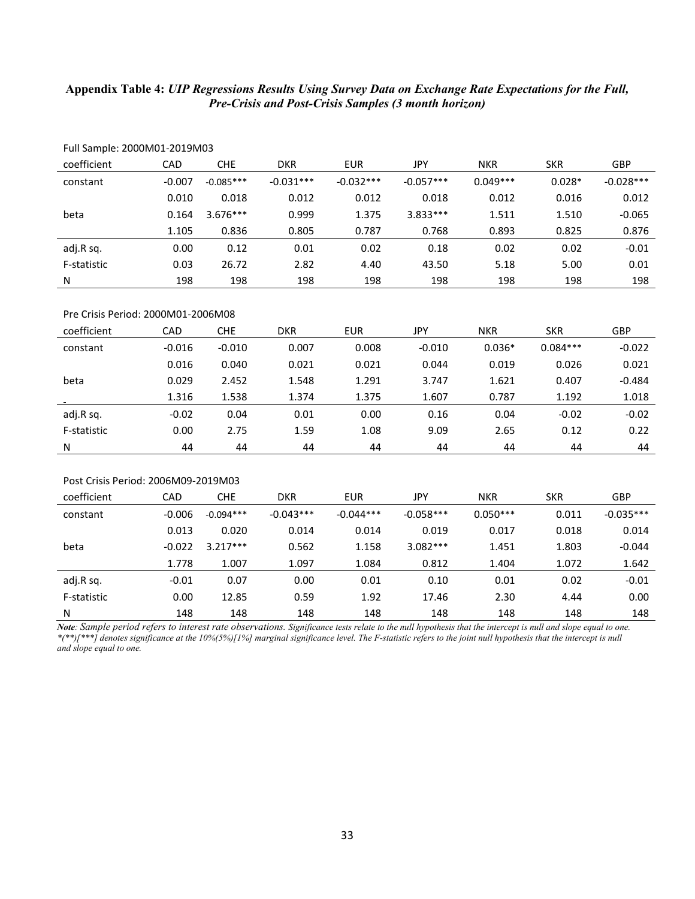**Appendix Table 4:** ***UIP Regressions Results Using Survey Data on Exchange Rate Expectations for the Full, Pre-Crisis and Post-Crisis Samples (3 month horizon)***

Full Sample: 2000M01-2019M03

| coefficient | CAD | CHE | DKR | EUR | JPY | NKR | SKR | GBP |
|---|---|---|---|---|---|---|---|---|
| constant | -0.007 | -0.085*** | -0.031*** | -0.032*** | -0.057*** | 0.049*** | 0.028* | -0.028*** |
| | 0.010 | 0.018 | 0.012 | 0.012 | 0.018 | 0.012 | 0.016 | 0.012 |
| beta | 0.164 | 3.676*** | 0.999 | 1.375 | 3.833*** | 1.511 | 1.510 | -0.065 |
| | 1.105 | 0.836 | 0.805 | 0.787 | 0.768 | 0.893 | 0.825 | 0.876 |
| adj.R sq. | 0.00 | 0.12 | 0.01 | 0.02 | 0.18 | 0.02 | 0.02 | -0.01 |
| F-statistic | 0.03 | 26.72 | 2.82 | 4.40 | 43.50 | 5.18 | 5.00 | 0.01 |
| N | 198 | 198 | 198 | 198 | 198 | 198 | 198 | 198 |

Pre Crisis Period: 2000M01-2006M08

| coefficient | CAD | CHE | DKR | EUR | JPY | NKR | SKR | GBP |
|---|---|---|---|---|---|---|---|---|
| constant | -0.016 | -0.010 | 0.007 | 0.008 | -0.010 | 0.036* | 0.084*** | -0.022 |
| | 0.016 | 0.040 | 0.021 | 0.021 | 0.044 | 0.019 | 0.026 | 0.021 |
| beta | 0.029 | 2.452 | 1.548 | 1.291 | 3.747 | 1.621 | 0.407 | -0.484 |
| | 1.316 | 1.538 | 1.374 | 1.375 | 1.607 | 0.787 | 1.192 | 1.018 |
| adj.R sq. | -0.02 | 0.04 | 0.01 | 0.00 | 0.16 | 0.04 | -0.02 | -0.02 |
| F-statistic | 0.00 | 2.75 | 1.59 | 1.08 | 9.09 | 2.65 | 0.12 | 0.22 |
| N | 44 | 44 | 44 | 44 | 44 | 44 | 44 | 44 |

Post Crisis Period: 2006M09-2019M03

| coefficient | CAD | CHE | DKR | EUR | JPY | NKR | SKR | GBP |
|---|---|---|---|---|---|---|---|---|
| constant | -0.006 | -0.094*** | -0.043*** | -0.044*** | -0.058*** | 0.050*** | 0.011 | -0.035*** |
| | 0.013 | 0.020 | 0.014 | 0.014 | 0.019 | 0.017 | 0.018 | 0.014 |
| beta | -0.022 | 3.217*** | 0.562 | 1.158 | 3.082*** | 1.451 | 1.803 | -0.044 |
| | 1.778 | 1.007 | 1.097 | 1.084 | 0.812 | 1.404 | 1.072 | 1.642 |
| adj.R sq. | -0.01 | 0.07 | 0.00 | 0.01 | 0.10 | 0.01 | 0.02 | -0.01 |
| F-statistic | 0.00 | 12.85 | 0.59 | 1.92 | 17.46 | 2.30 | 4.44 | 0.00 |
| N | 148 | 148 | 148 | 148 | 148 | 148 | 148 | 148 |

***Note****: Sample period refers to interest rate observations. Significance tests relate to the null hypothesis that the intercept is null and slope equal to one. *(**)[***] denotes significance at the 10%(5%)[1%] marginal significance level. The F-statistic refers to the joint null hypothesis that the intercept is null and slope equal to one.*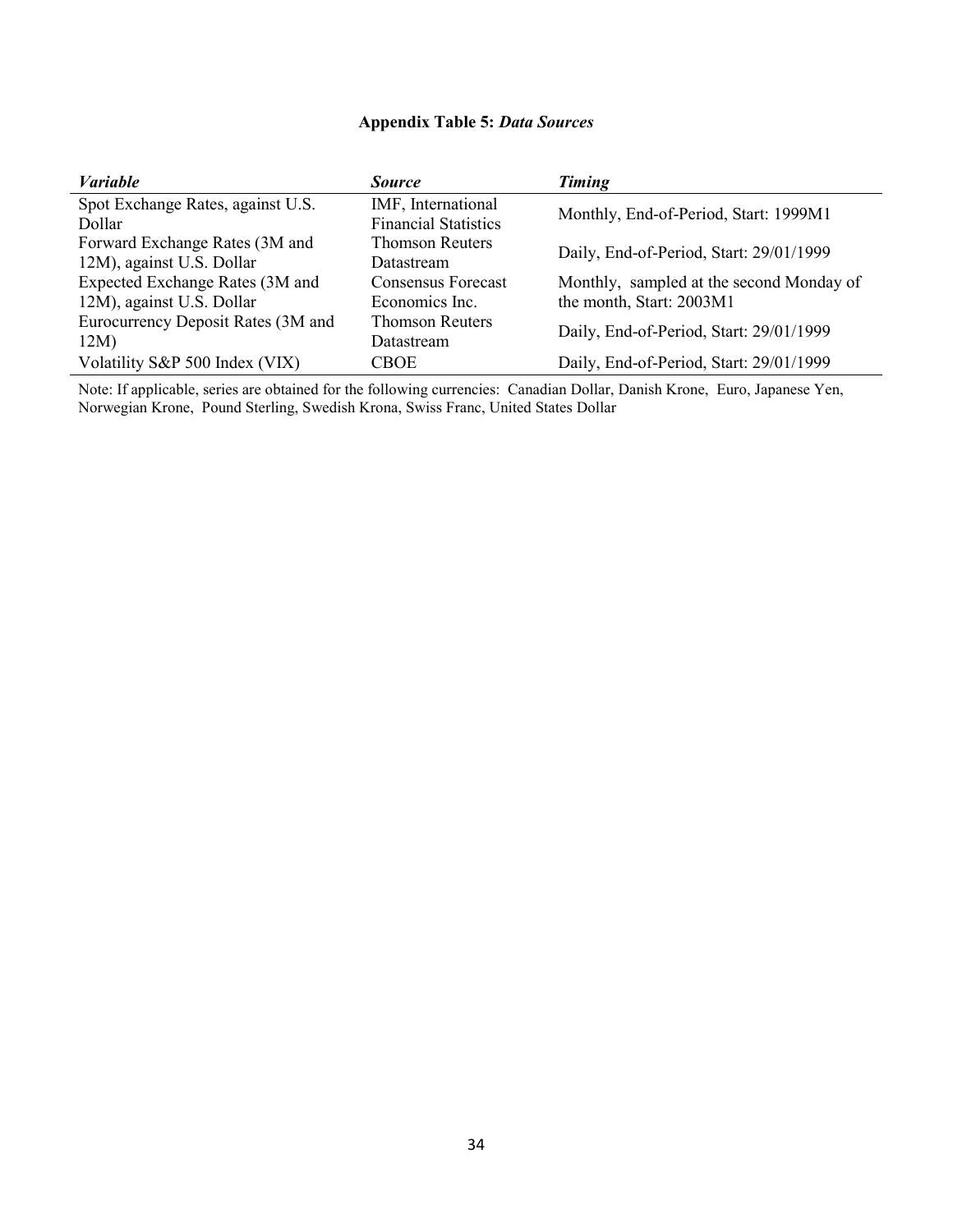**Appendix Table 5:** ***Data Sources***

| *Variable* | *Source* | *Timing* |
|---|---|---|
| Spot Exchange Rates, against U.S. Dollar | IMF, International Financial Statistics | Monthly, End-of-Period, Start: 1999M1 |
| Forward Exchange Rates (3M and 12M), against U.S. Dollar | Thomson Reuters Datastream | Daily, End-of-Period, Start: 29/01/1999 |
| Expected Exchange Rates (3M and 12M), against U.S. Dollar | Consensus Forecast Economics Inc. | Monthly, sampled at the second Monday of the month, Start: 2003M1 |
| Eurocurrency Deposit Rates (3M and 12M) | Thomson Reuters Datastream | Daily, End-of-Period, Start: 29/01/1999 |
| Volatility S&P 500 Index (VIX) | CBOE | Daily, End-of-Period, Start: 29/01/1999 |

Note: If applicable, series are obtained for the following currencies: Canadian Dollar, Danish Krone, Euro, Japanese Yen, Norwegian Krone, Pound Sterling, Swedish Krona, Swiss Franc, United States Dollar